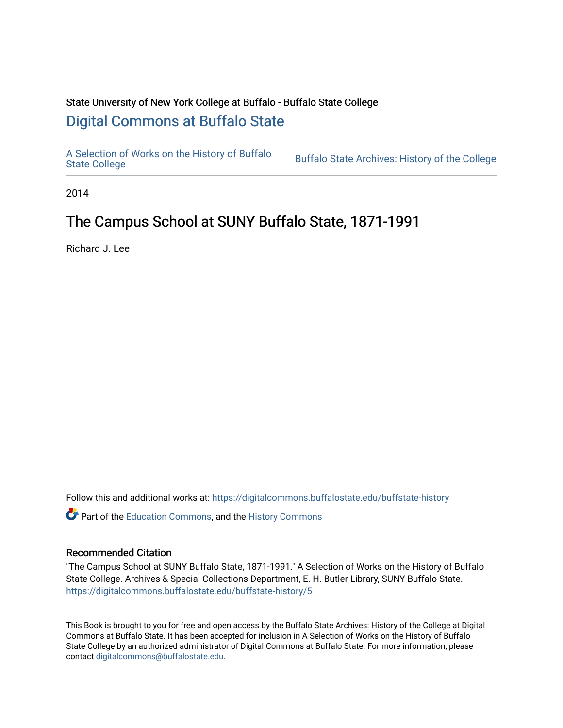State University of New York College at Buffalo - Buffalo State College

# Digital Commons at Buffalo State

A Selection of Works on the History of Buffalo State College

Buffalo State Archives: History of the College

2014

## The Campus School at SUNY Buffalo State, 1871-1991

Richard J. Lee

Follow this and additional works at: https://digitalcommons.buffalostate.edu/buffstate-history

Part of the Education Commons, and the History Commons

### Recommended Citation

"The Campus School at SUNY Buffalo State, 1871-1991." A Selection of Works on the History of Buffalo State College. Archives & Special Collections Department, E. H. Butler Library, SUNY Buffalo State. https://digitalcommons.buffalostate.edu/buffstate-history/5

This Book is brought to you for free and open access by the Buffalo State Archives: History of the College at Digital Commons at Buffalo State. It has been accepted for inclusion in A Selection of Works on the History of Buffalo State College by an authorized administrator of Digital Commons at Buffalo State. For more information, please contact digitalcommons@buffalostate.edu.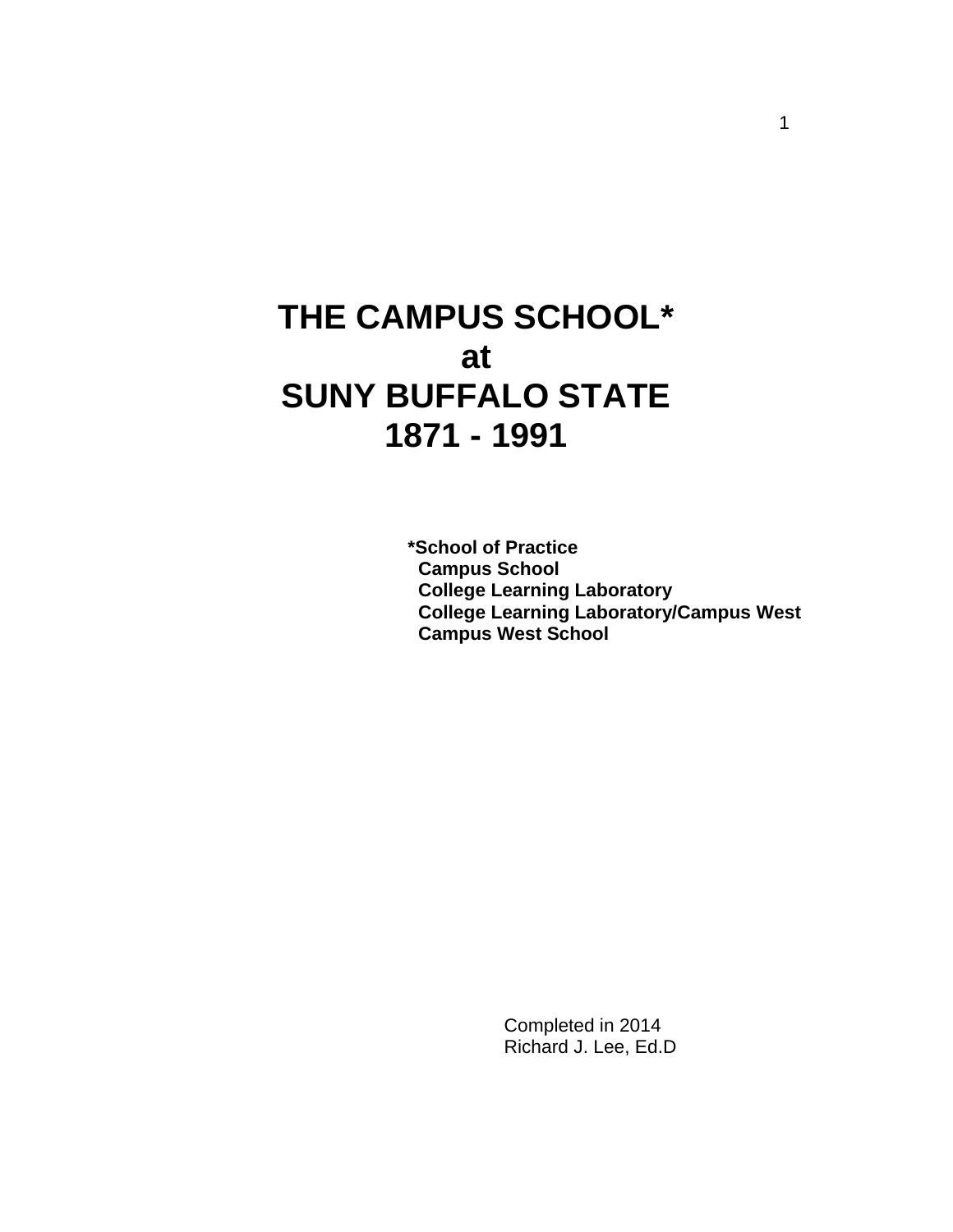# THE CAMPUS SCHOOL*
# at
# SUNY BUFFALO STATE
# 1871 - 1991

**\*School of Practice**
**Campus School**
**College Learning Laboratory**
**College Learning Laboratory/Campus West**
**Campus West School**

Completed in 2014
Richard J. Lee, Ed.D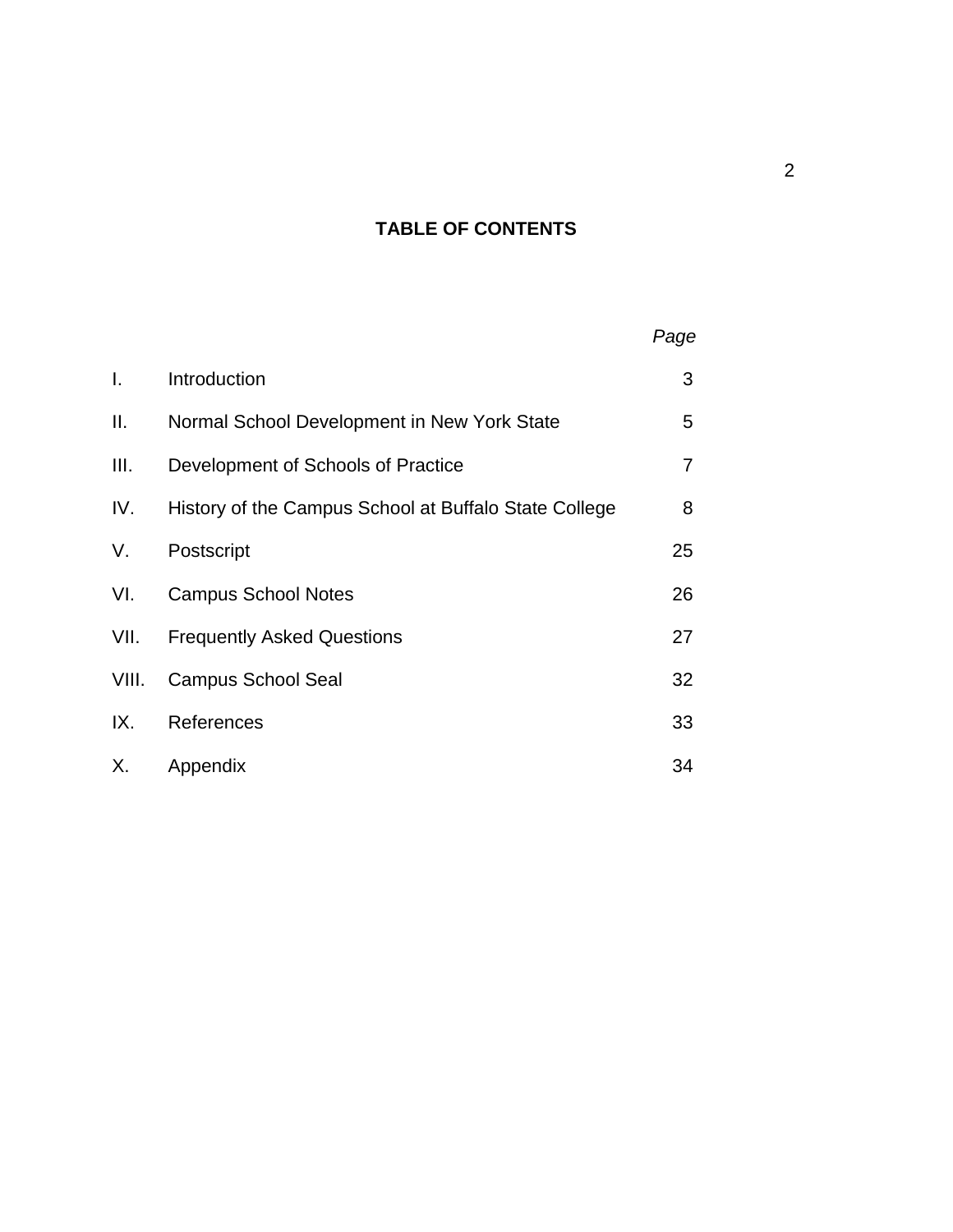## TABLE OF CONTENTS

| | | *Page* |
|---|---|---|
| I. | Introduction | 3 |
| II. | Normal School Development in New York State | 5 |
| III. | Development of Schools of Practice | 7 |
| IV. | History of the Campus School at Buffalo State College | 8 |
| V. | Postscript | 25 |
| VI. | Campus School Notes | 26 |
| VII. | Frequently Asked Questions | 27 |
| VIII. | Campus School Seal | 32 |
| IX. | References | 33 |
| X. | Appendix | 34 |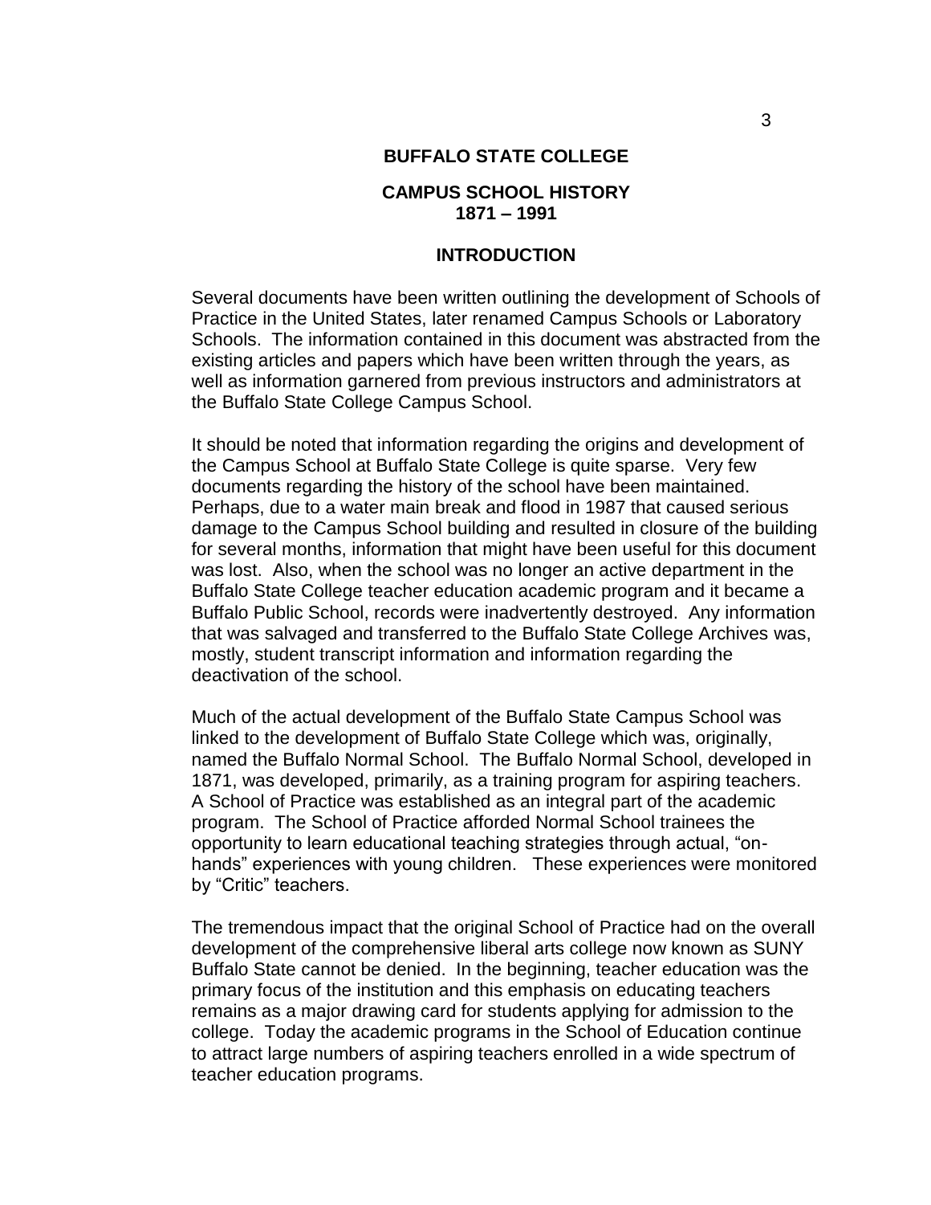# BUFFALO STATE COLLEGE

## CAMPUS SCHOOL HISTORY
## 1871 – 1991

### INTRODUCTION

Several documents have been written outlining the development of Schools of Practice in the United States, later renamed Campus Schools or Laboratory Schools. The information contained in this document was abstracted from the existing articles and papers which have been written through the years, as well as information garnered from previous instructors and administrators at the Buffalo State College Campus School.

It should be noted that information regarding the origins and development of the Campus School at Buffalo State College is quite sparse. Very few documents regarding the history of the school have been maintained. Perhaps, due to a water main break and flood in 1987 that caused serious damage to the Campus School building and resulted in closure of the building for several months, information that might have been useful for this document was lost. Also, when the school was no longer an active department in the Buffalo State College teacher education academic program and it became a Buffalo Public School, records were inadvertently destroyed. Any information that was salvaged and transferred to the Buffalo State College Archives was, mostly, student transcript information and information regarding the deactivation of the school.

Much of the actual development of the Buffalo State Campus School was linked to the development of Buffalo State College which was, originally, named the Buffalo Normal School. The Buffalo Normal School, developed in 1871, was developed, primarily, as a training program for aspiring teachers. A School of Practice was established as an integral part of the academic program. The School of Practice afforded Normal School trainees the opportunity to learn educational teaching strategies through actual, "on-hands" experiences with young children. These experiences were monitored by "Critic" teachers.

The tremendous impact that the original School of Practice had on the overall development of the comprehensive liberal arts college now known as SUNY Buffalo State cannot be denied. In the beginning, teacher education was the primary focus of the institution and this emphasis on educating teachers remains as a major drawing card for students applying for admission to the college. Today the academic programs in the School of Education continue to attract large numbers of aspiring teachers enrolled in a wide spectrum of teacher education programs.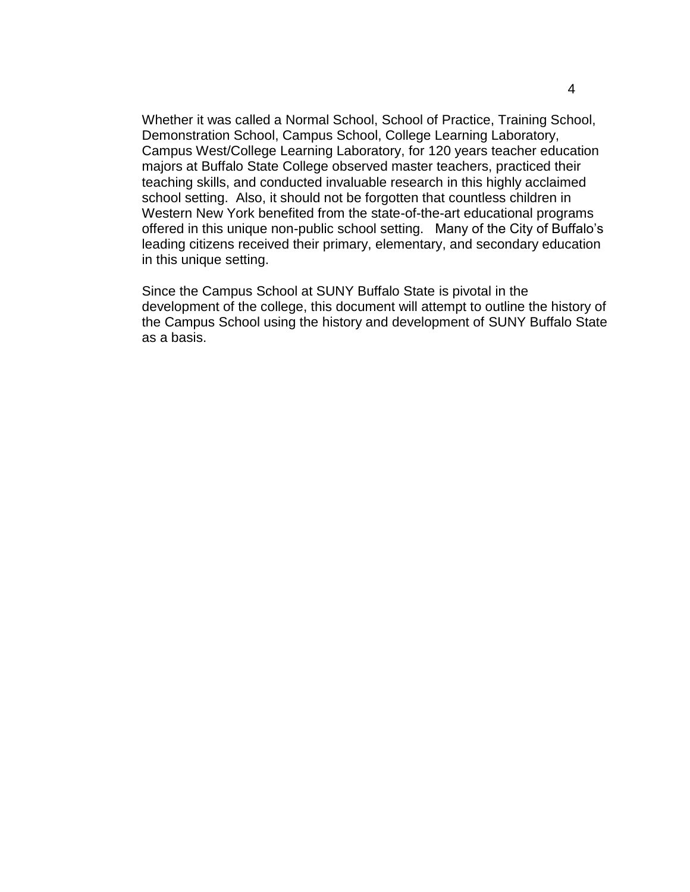Whether it was called a Normal School, School of Practice, Training School, Demonstration School, Campus School, College Learning Laboratory, Campus West/College Learning Laboratory, for 120 years teacher education majors at Buffalo State College observed master teachers, practiced their teaching skills, and conducted invaluable research in this highly acclaimed school setting. Also, it should not be forgotten that countless children in Western New York benefited from the state-of-the-art educational programs offered in this unique non-public school setting. Many of the City of Buffalo's leading citizens received their primary, elementary, and secondary education in this unique setting.

Since the Campus School at SUNY Buffalo State is pivotal in the development of the college, this document will attempt to outline the history of the Campus School using the history and development of SUNY Buffalo State as a basis.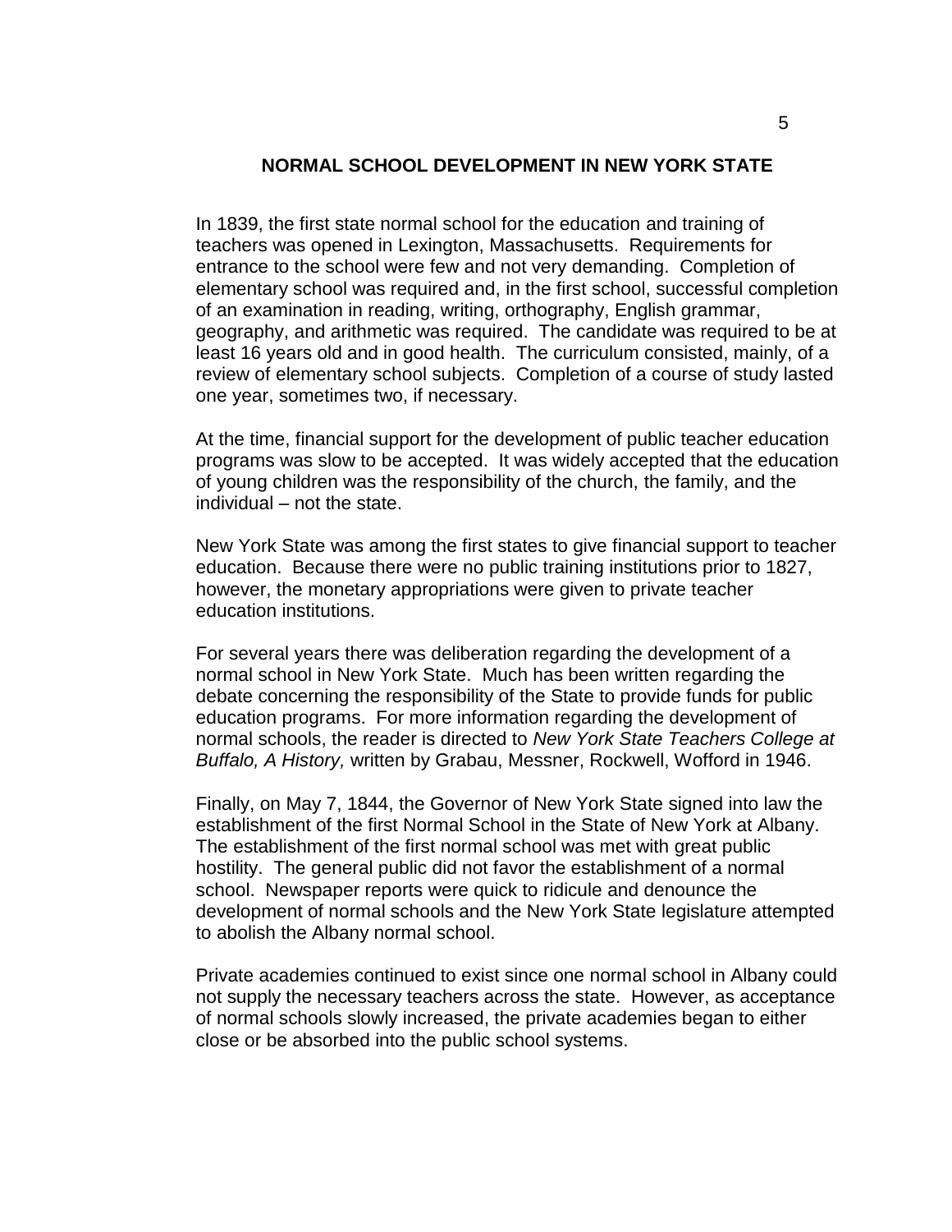## NORMAL SCHOOL DEVELOPMENT IN NEW YORK STATE

In 1839, the first state normal school for the education and training of teachers was opened in Lexington, Massachusetts. Requirements for entrance to the school were few and not very demanding. Completion of elementary school was required and, in the first school, successful completion of an examination in reading, writing, orthography, English grammar, geography, and arithmetic was required. The candidate was required to be at least 16 years old and in good health. The curriculum consisted, mainly, of a review of elementary school subjects. Completion of a course of study lasted one year, sometimes two, if necessary.

At the time, financial support for the development of public teacher education programs was slow to be accepted. It was widely accepted that the education of young children was the responsibility of the church, the family, and the individual – not the state.

New York State was among the first states to give financial support to teacher education. Because there were no public training institutions prior to 1827, however, the monetary appropriations were given to private teacher education institutions.

For several years there was deliberation regarding the development of a normal school in New York State. Much has been written regarding the debate concerning the responsibility of the State to provide funds for public education programs. For more information regarding the development of normal schools, the reader is directed to *New York State Teachers College at Buffalo, A History,* written by Grabau, Messner, Rockwell, Wofford in 1946.

Finally, on May 7, 1844, the Governor of New York State signed into law the establishment of the first Normal School in the State of New York at Albany. The establishment of the first normal school was met with great public hostility. The general public did not favor the establishment of a normal school. Newspaper reports were quick to ridicule and denounce the development of normal schools and the New York State legislature attempted to abolish the Albany normal school.

Private academies continued to exist since one normal school in Albany could not supply the necessary teachers across the state. However, as acceptance of normal schools slowly increased, the private academies began to either close or be absorbed into the public school systems.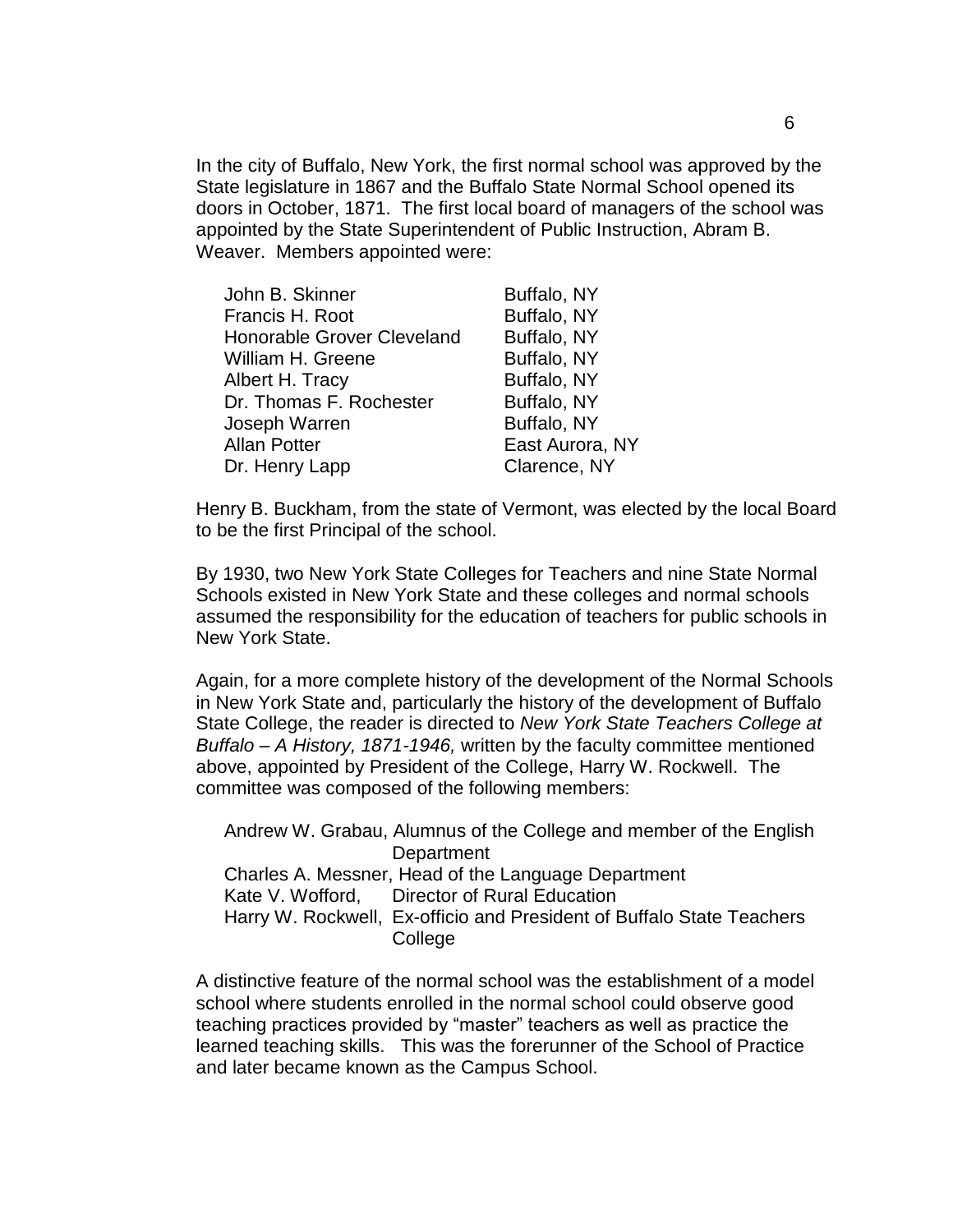In the city of Buffalo, New York, the first normal school was approved by the State legislature in 1867 and the Buffalo State Normal School opened its doors in October, 1871. The first local board of managers of the school was appointed by the State Superintendent of Public Instruction, Abram B. Weaver. Members appointed were:

| | |
|---|---|
| John B. Skinner | Buffalo, NY |
| Francis H. Root | Buffalo, NY |
| Honorable Grover Cleveland | Buffalo, NY |
| William H. Greene | Buffalo, NY |
| Albert H. Tracy | Buffalo, NY |
| Dr. Thomas F. Rochester | Buffalo, NY |
| Joseph Warren | Buffalo, NY |
| Allan Potter | East Aurora, NY |
| Dr. Henry Lapp | Clarence, NY |

Henry B. Buckham, from the state of Vermont, was elected by the local Board to be the first Principal of the school.

By 1930, two New York State Colleges for Teachers and nine State Normal Schools existed in New York State and these colleges and normal schools assumed the responsibility for the education of teachers for public schools in New York State.

Again, for a more complete history of the development of the Normal Schools in New York State and, particularly the history of the development of Buffalo State College, the reader is directed to *New York State Teachers College at Buffalo – A History, 1871-1946,* written by the faculty committee mentioned above, appointed by President of the College, Harry W. Rockwell. The committee was composed of the following members:

- Andrew W. Grabau, Alumnus of the College and member of the English Department
- Charles A. Messner, Head of the Language Department
- Kate V. Wofford, Director of Rural Education
- Harry W. Rockwell, Ex-officio and President of Buffalo State Teachers College

A distinctive feature of the normal school was the establishment of a model school where students enrolled in the normal school could observe good teaching practices provided by "master" teachers as well as practice the learned teaching skills. This was the forerunner of the School of Practice and later became known as the Campus School.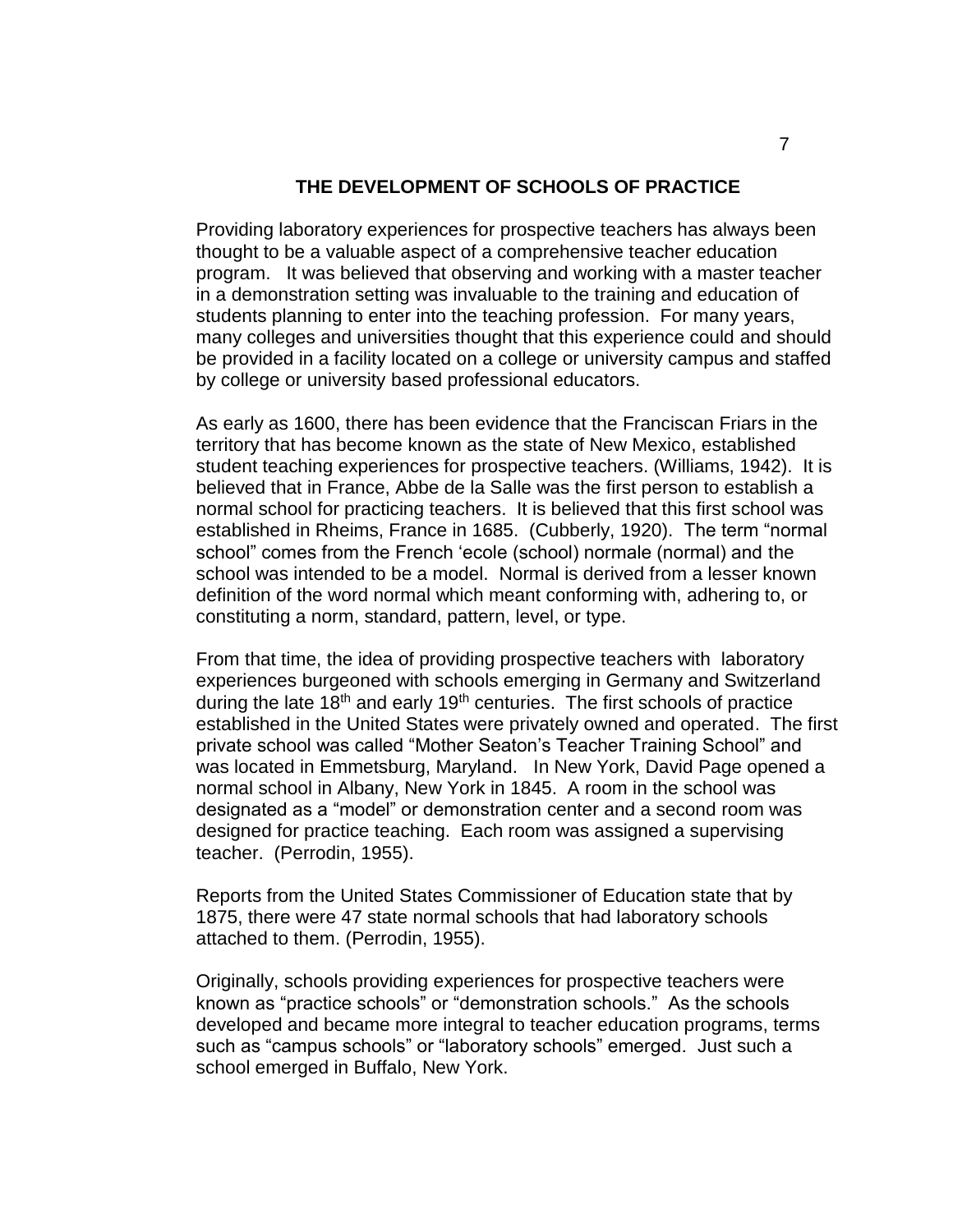## THE DEVELOPMENT OF SCHOOLS OF PRACTICE

Providing laboratory experiences for prospective teachers has always been thought to be a valuable aspect of a comprehensive teacher education program. It was believed that observing and working with a master teacher in a demonstration setting was invaluable to the training and education of students planning to enter into the teaching profession. For many years, many colleges and universities thought that this experience could and should be provided in a facility located on a college or university campus and staffed by college or university based professional educators.

As early as 1600, there has been evidence that the Franciscan Friars in the territory that has become known as the state of New Mexico, established student teaching experiences for prospective teachers. (Williams, 1942). It is believed that in France, Abbe de la Salle was the first person to establish a normal school for practicing teachers. It is believed that this first school was established in Rheims, France in 1685. (Cubberly, 1920). The term "normal school" comes from the French 'ecole (school) normale (normal) and the school was intended to be a model. Normal is derived from a lesser known definition of the word normal which meant conforming with, adhering to, or constituting a norm, standard, pattern, level, or type.

From that time, the idea of providing prospective teachers with laboratory experiences burgeoned with schools emerging in Germany and Switzerland during the late 18th and early 19th centuries. The first schools of practice established in the United States were privately owned and operated. The first private school was called "Mother Seaton's Teacher Training School" and was located in Emmetsburg, Maryland. In New York, David Page opened a normal school in Albany, New York in 1845. A room in the school was designated as a "model" or demonstration center and a second room was designed for practice teaching. Each room was assigned a supervising teacher. (Perrodin, 1955).

Reports from the United States Commissioner of Education state that by 1875, there were 47 state normal schools that had laboratory schools attached to them. (Perrodin, 1955).

Originally, schools providing experiences for prospective teachers were known as "practice schools" or "demonstration schools." As the schools developed and became more integral to teacher education programs, terms such as "campus schools" or "laboratory schools" emerged. Just such a school emerged in Buffalo, New York.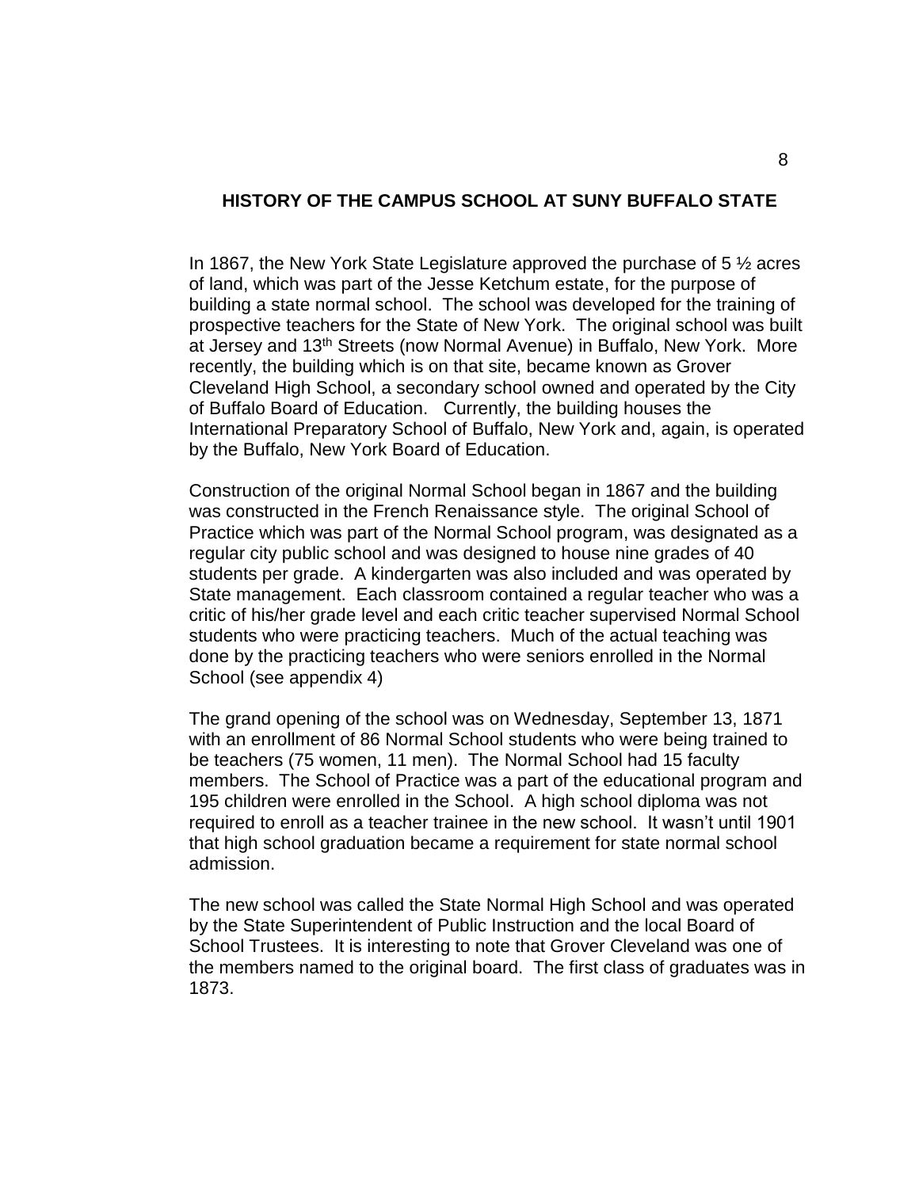## HISTORY OF THE CAMPUS SCHOOL AT SUNY BUFFALO STATE

In 1867, the New York State Legislature approved the purchase of 5 ½ acres of land, which was part of the Jesse Ketchum estate, for the purpose of building a state normal school. The school was developed for the training of prospective teachers for the State of New York. The original school was built at Jersey and 13th Streets (now Normal Avenue) in Buffalo, New York. More recently, the building which is on that site, became known as Grover Cleveland High School, a secondary school owned and operated by the City of Buffalo Board of Education. Currently, the building houses the International Preparatory School of Buffalo, New York and, again, is operated by the Buffalo, New York Board of Education.

Construction of the original Normal School began in 1867 and the building was constructed in the French Renaissance style. The original School of Practice which was part of the Normal School program, was designated as a regular city public school and was designed to house nine grades of 40 students per grade. A kindergarten was also included and was operated by State management. Each classroom contained a regular teacher who was a critic of his/her grade level and each critic teacher supervised Normal School students who were practicing teachers. Much of the actual teaching was done by the practicing teachers who were seniors enrolled in the Normal School (see appendix 4)

The grand opening of the school was on Wednesday, September 13, 1871 with an enrollment of 86 Normal School students who were being trained to be teachers (75 women, 11 men). The Normal School had 15 faculty members. The School of Practice was a part of the educational program and 195 children were enrolled in the School. A high school diploma was not required to enroll as a teacher trainee in the new school. It wasn't until 1901 that high school graduation became a requirement for state normal school admission.

The new school was called the State Normal High School and was operated by the State Superintendent of Public Instruction and the local Board of School Trustees. It is interesting to note that Grover Cleveland was one of the members named to the original board. The first class of graduates was in 1873.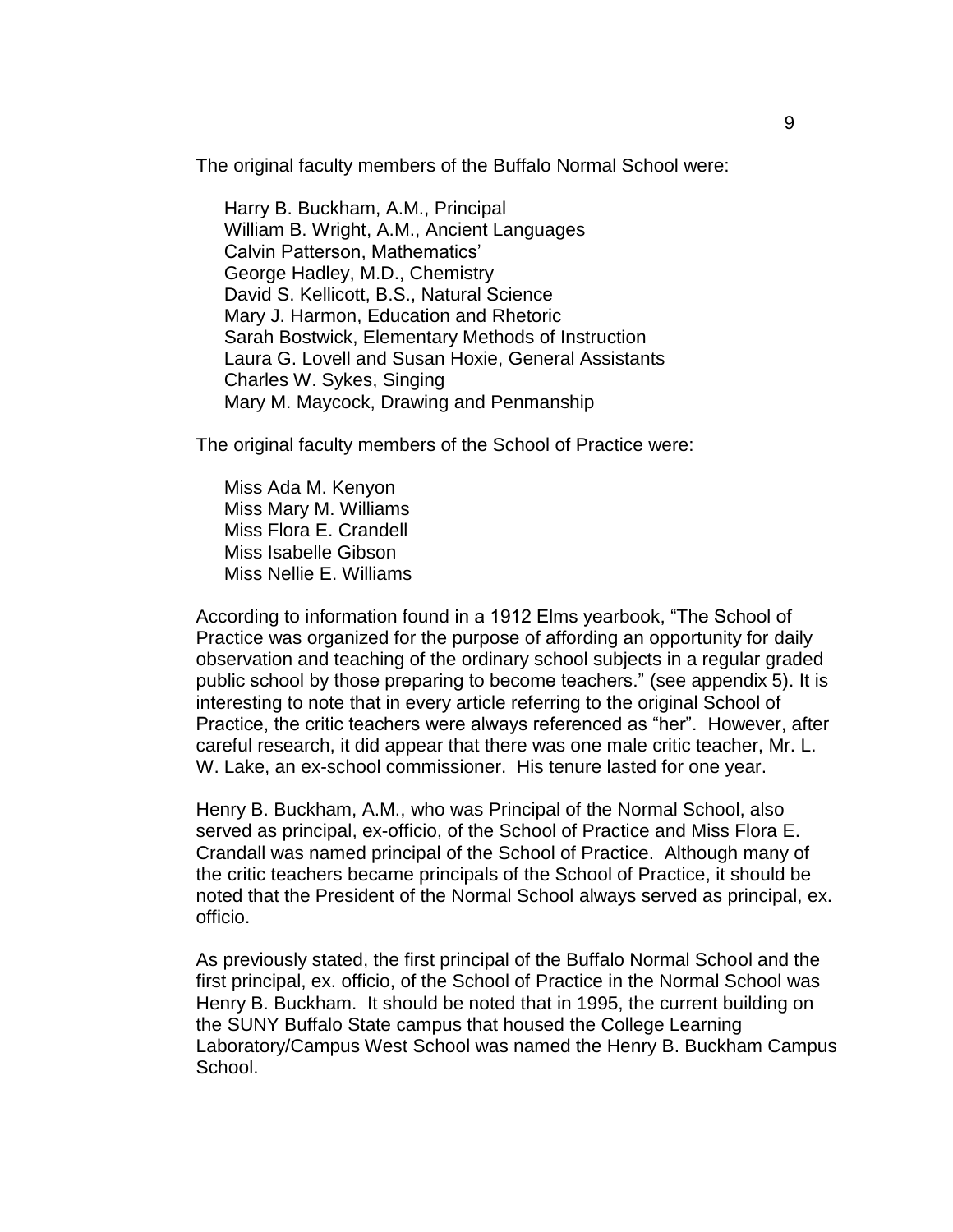The original faculty members of the Buffalo Normal School were:

Harry B. Buckham, A.M., Principal
William B. Wright, A.M., Ancient Languages
Calvin Patterson, Mathematics'
George Hadley, M.D., Chemistry
David S. Kellicott, B.S., Natural Science
Mary J. Harmon, Education and Rhetoric
Sarah Bostwick, Elementary Methods of Instruction
Laura G. Lovell and Susan Hoxie, General Assistants
Charles W. Sykes, Singing
Mary M. Maycock, Drawing and Penmanship

The original faculty members of the School of Practice were:

Miss Ada M. Kenyon
Miss Mary M. Williams
Miss Flora E. Crandell
Miss Isabelle Gibson
Miss Nellie E. Williams

According to information found in a 1912 Elms yearbook, "The School of Practice was organized for the purpose of affording an opportunity for daily observation and teaching of the ordinary school subjects in a regular graded public school by those preparing to become teachers." (see appendix 5). It is interesting to note that in every article referring to the original School of Practice, the critic teachers were always referenced as "her". However, after careful research, it did appear that there was one male critic teacher, Mr. L. W. Lake, an ex-school commissioner. His tenure lasted for one year.

Henry B. Buckham, A.M., who was Principal of the Normal School, also served as principal, ex-officio, of the School of Practice and Miss Flora E. Crandall was named principal of the School of Practice. Although many of the critic teachers became principals of the School of Practice, it should be noted that the President of the Normal School always served as principal, ex. officio.

As previously stated, the first principal of the Buffalo Normal School and the first principal, ex. officio, of the School of Practice in the Normal School was Henry B. Buckham. It should be noted that in 1995, the current building on the SUNY Buffalo State campus that housed the College Learning Laboratory/Campus West School was named the Henry B. Buckham Campus School.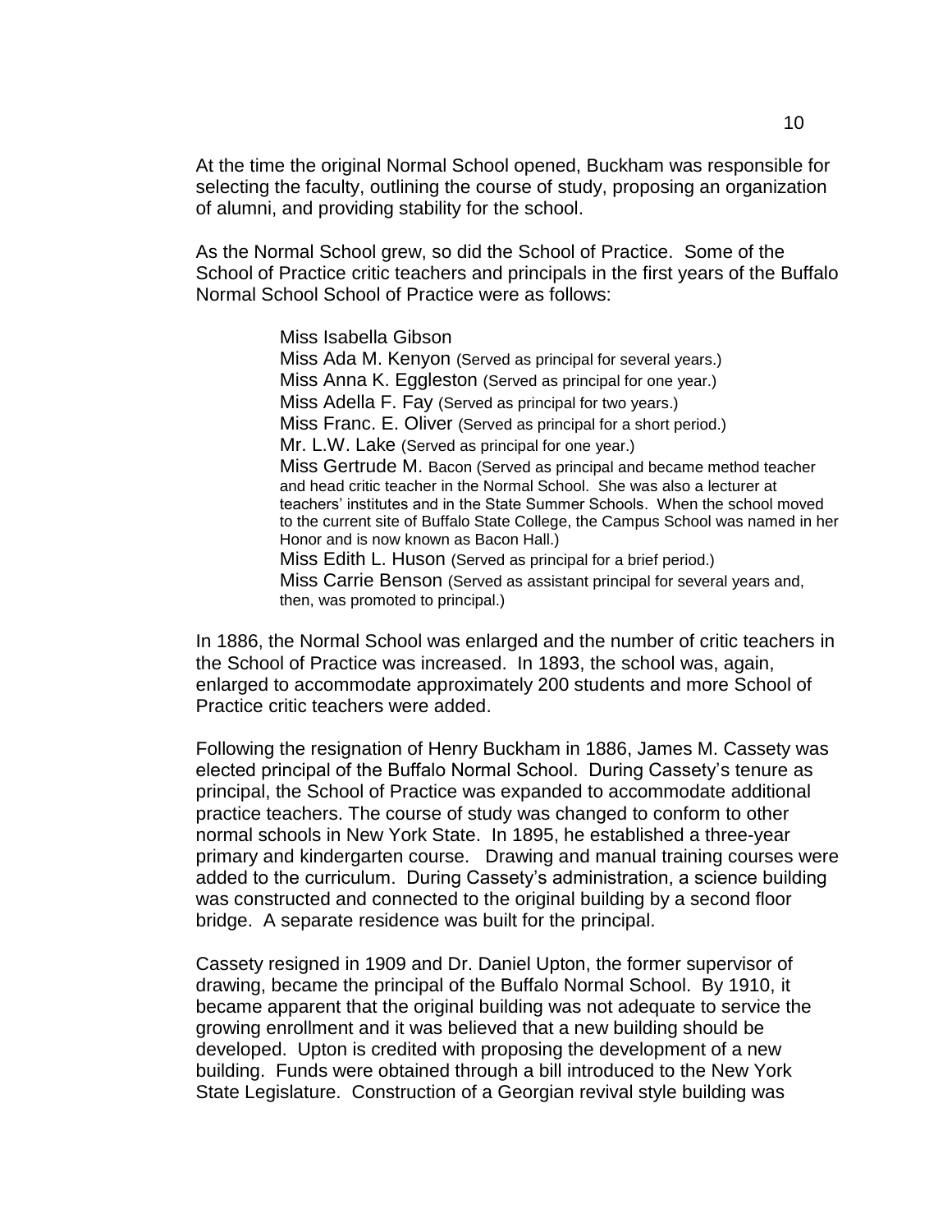At the time the original Normal School opened, Buckham was responsible for selecting the faculty, outlining the course of study, proposing an organization of alumni, and providing stability for the school.

As the Normal School grew, so did the School of Practice. Some of the School of Practice critic teachers and principals in the first years of the Buffalo Normal School School of Practice were as follows:

- Miss Isabella Gibson
- Miss Ada M. Kenyon (Served as principal for several years.)
- Miss Anna K. Eggleston (Served as principal for one year.)
- Miss Adella F. Fay (Served as principal for two years.)
- Miss Franc. E. Oliver (Served as principal for a short period.)
- Mr. L.W. Lake (Served as principal for one year.)
- Miss Gertrude M. Bacon (Served as principal and became method teacher and head critic teacher in the Normal School. She was also a lecturer at teachers' institutes and in the State Summer Schools. When the school moved to the current site of Buffalo State College, the Campus School was named in her Honor and is now known as Bacon Hall.)
- Miss Edith L. Huson (Served as principal for a brief period.)
- Miss Carrie Benson (Served as assistant principal for several years and, then, was promoted to principal.)

In 1886, the Normal School was enlarged and the number of critic teachers in the School of Practice was increased. In 1893, the school was, again, enlarged to accommodate approximately 200 students and more School of Practice critic teachers were added.

Following the resignation of Henry Buckham in 1886, James M. Cassety was elected principal of the Buffalo Normal School. During Cassety's tenure as principal, the School of Practice was expanded to accommodate additional practice teachers. The course of study was changed to conform to other normal schools in New York State. In 1895, he established a three-year primary and kindergarten course. Drawing and manual training courses were added to the curriculum. During Cassety's administration, a science building was constructed and connected to the original building by a second floor bridge. A separate residence was built for the principal.

Cassety resigned in 1909 and Dr. Daniel Upton, the former supervisor of drawing, became the principal of the Buffalo Normal School. By 1910, it became apparent that the original building was not adequate to service the growing enrollment and it was believed that a new building should be developed. Upton is credited with proposing the development of a new building. Funds were obtained through a bill introduced to the New York State Legislature. Construction of a Georgian revival style building was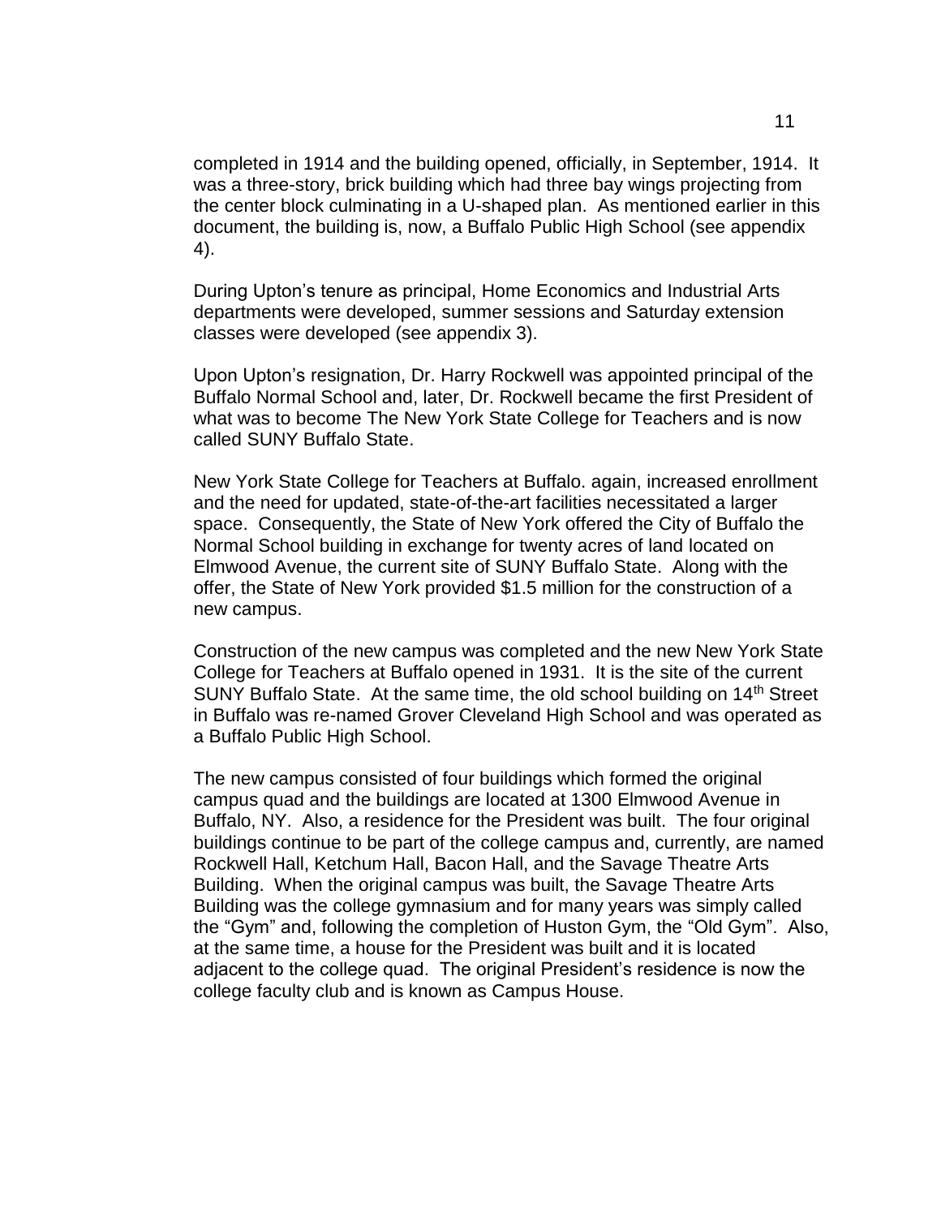completed in 1914 and the building opened, officially, in September, 1914. It was a three-story, brick building which had three bay wings projecting from the center block culminating in a U-shaped plan. As mentioned earlier in this document, the building is, now, a Buffalo Public High School (see appendix 4).

During Upton's tenure as principal, Home Economics and Industrial Arts departments were developed, summer sessions and Saturday extension classes were developed (see appendix 3).

Upon Upton's resignation, Dr. Harry Rockwell was appointed principal of the Buffalo Normal School and, later, Dr. Rockwell became the first President of what was to become The New York State College for Teachers and is now called SUNY Buffalo State.

New York State College for Teachers at Buffalo. again, increased enrollment and the need for updated, state-of-the-art facilities necessitated a larger space. Consequently, the State of New York offered the City of Buffalo the Normal School building in exchange for twenty acres of land located on Elmwood Avenue, the current site of SUNY Buffalo State. Along with the offer, the State of New York provided $1.5 million for the construction of a new campus.

Construction of the new campus was completed and the new New York State College for Teachers at Buffalo opened in 1931. It is the site of the current SUNY Buffalo State. At the same time, the old school building on 14th Street in Buffalo was re-named Grover Cleveland High School and was operated as a Buffalo Public High School.

The new campus consisted of four buildings which formed the original campus quad and the buildings are located at 1300 Elmwood Avenue in Buffalo, NY. Also, a residence for the President was built. The four original buildings continue to be part of the college campus and, currently, are named Rockwell Hall, Ketchum Hall, Bacon Hall, and the Savage Theatre Arts Building. When the original campus was built, the Savage Theatre Arts Building was the college gymnasium and for many years was simply called the "Gym" and, following the completion of Huston Gym, the "Old Gym". Also, at the same time, a house for the President was built and it is located adjacent to the college quad. The original President's residence is now the college faculty club and is known as Campus House.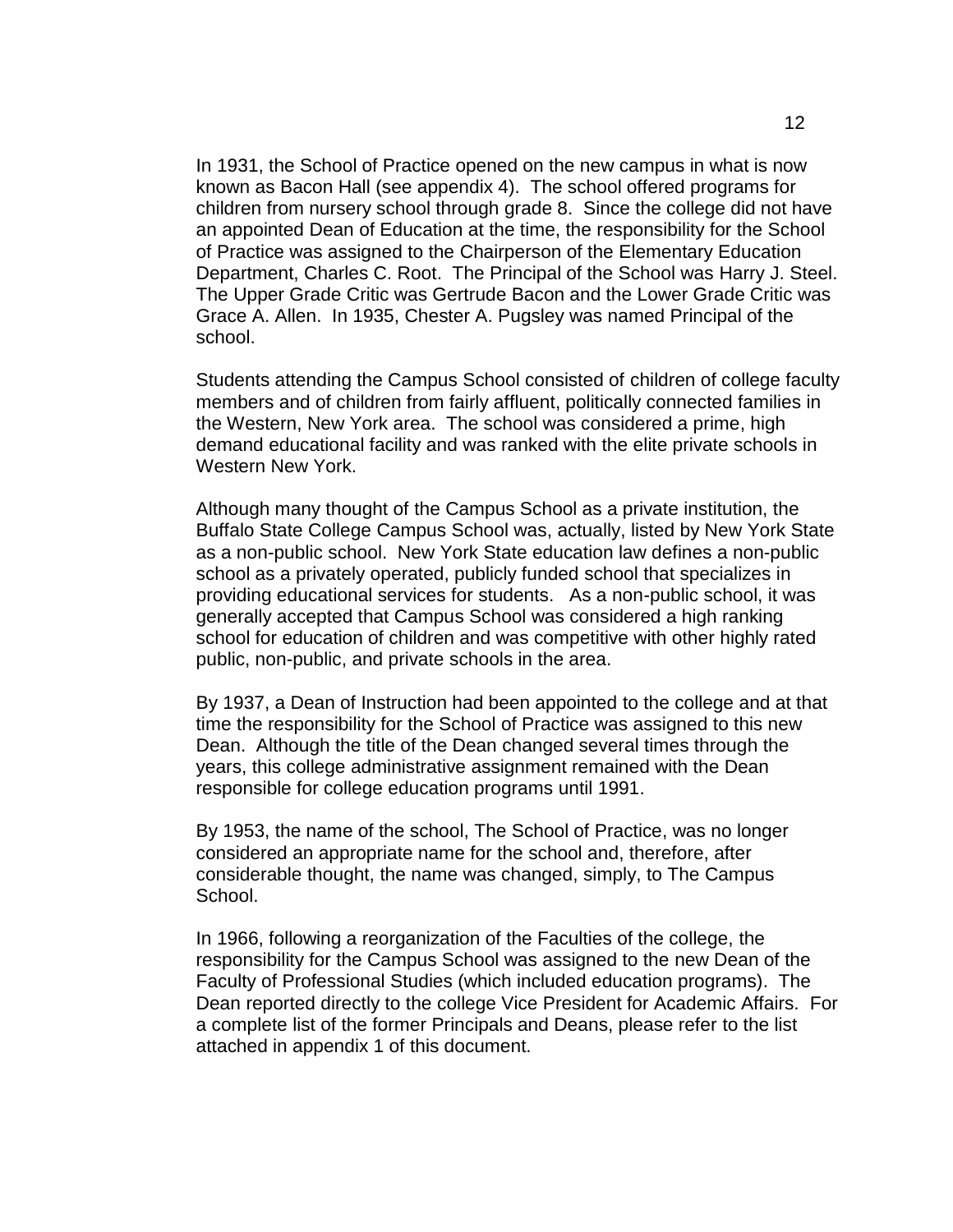In 1931, the School of Practice opened on the new campus in what is now known as Bacon Hall (see appendix 4). The school offered programs for children from nursery school through grade 8. Since the college did not have an appointed Dean of Education at the time, the responsibility for the School of Practice was assigned to the Chairperson of the Elementary Education Department, Charles C. Root. The Principal of the School was Harry J. Steel. The Upper Grade Critic was Gertrude Bacon and the Lower Grade Critic was Grace A. Allen. In 1935, Chester A. Pugsley was named Principal of the school.

Students attending the Campus School consisted of children of college faculty members and of children from fairly affluent, politically connected families in the Western, New York area. The school was considered a prime, high demand educational facility and was ranked with the elite private schools in Western New York.

Although many thought of the Campus School as a private institution, the Buffalo State College Campus School was, actually, listed by New York State as a non-public school. New York State education law defines a non-public school as a privately operated, publicly funded school that specializes in providing educational services for students. As a non-public school, it was generally accepted that Campus School was considered a high ranking school for education of children and was competitive with other highly rated public, non-public, and private schools in the area.

By 1937, a Dean of Instruction had been appointed to the college and at that time the responsibility for the School of Practice was assigned to this new Dean. Although the title of the Dean changed several times through the years, this college administrative assignment remained with the Dean responsible for college education programs until 1991.

By 1953, the name of the school, The School of Practice, was no longer considered an appropriate name for the school and, therefore, after considerable thought, the name was changed, simply, to The Campus School.

In 1966, following a reorganization of the Faculties of the college, the responsibility for the Campus School was assigned to the new Dean of the Faculty of Professional Studies (which included education programs). The Dean reported directly to the college Vice President for Academic Affairs. For a complete list of the former Principals and Deans, please refer to the list attached in appendix 1 of this document.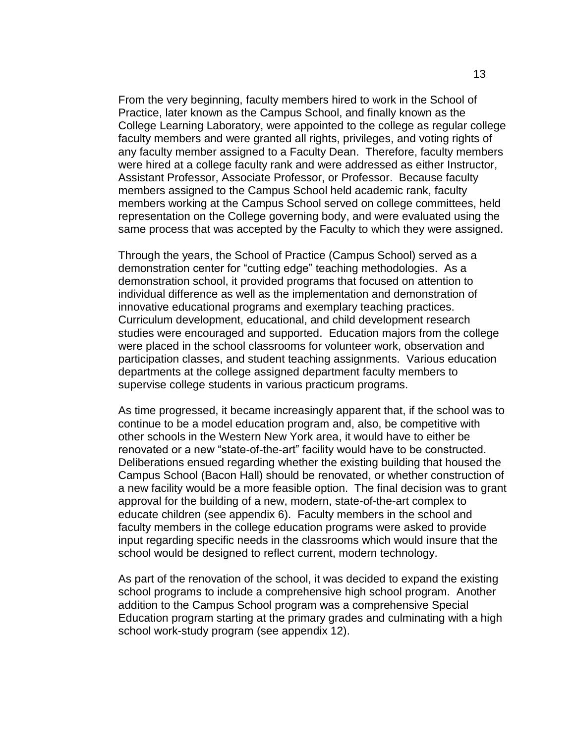From the very beginning, faculty members hired to work in the School of Practice, later known as the Campus School, and finally known as the College Learning Laboratory, were appointed to the college as regular college faculty members and were granted all rights, privileges, and voting rights of any faculty member assigned to a Faculty Dean. Therefore, faculty members were hired at a college faculty rank and were addressed as either Instructor, Assistant Professor, Associate Professor, or Professor. Because faculty members assigned to the Campus School held academic rank, faculty members working at the Campus School served on college committees, held representation on the College governing body, and were evaluated using the same process that was accepted by the Faculty to which they were assigned.

Through the years, the School of Practice (Campus School) served as a demonstration center for "cutting edge" teaching methodologies. As a demonstration school, it provided programs that focused on attention to individual difference as well as the implementation and demonstration of innovative educational programs and exemplary teaching practices. Curriculum development, educational, and child development research studies were encouraged and supported. Education majors from the college were placed in the school classrooms for volunteer work, observation and participation classes, and student teaching assignments. Various education departments at the college assigned department faculty members to supervise college students in various practicum programs.

As time progressed, it became increasingly apparent that, if the school was to continue to be a model education program and, also, be competitive with other schools in the Western New York area, it would have to either be renovated or a new "state-of-the-art" facility would have to be constructed. Deliberations ensued regarding whether the existing building that housed the Campus School (Bacon Hall) should be renovated, or whether construction of a new facility would be a more feasible option. The final decision was to grant approval for the building of a new, modern, state-of-the-art complex to educate children (see appendix 6). Faculty members in the school and faculty members in the college education programs were asked to provide input regarding specific needs in the classrooms which would insure that the school would be designed to reflect current, modern technology.

As part of the renovation of the school, it was decided to expand the existing school programs to include a comprehensive high school program. Another addition to the Campus School program was a comprehensive Special Education program starting at the primary grades and culminating with a high school work-study program (see appendix 12).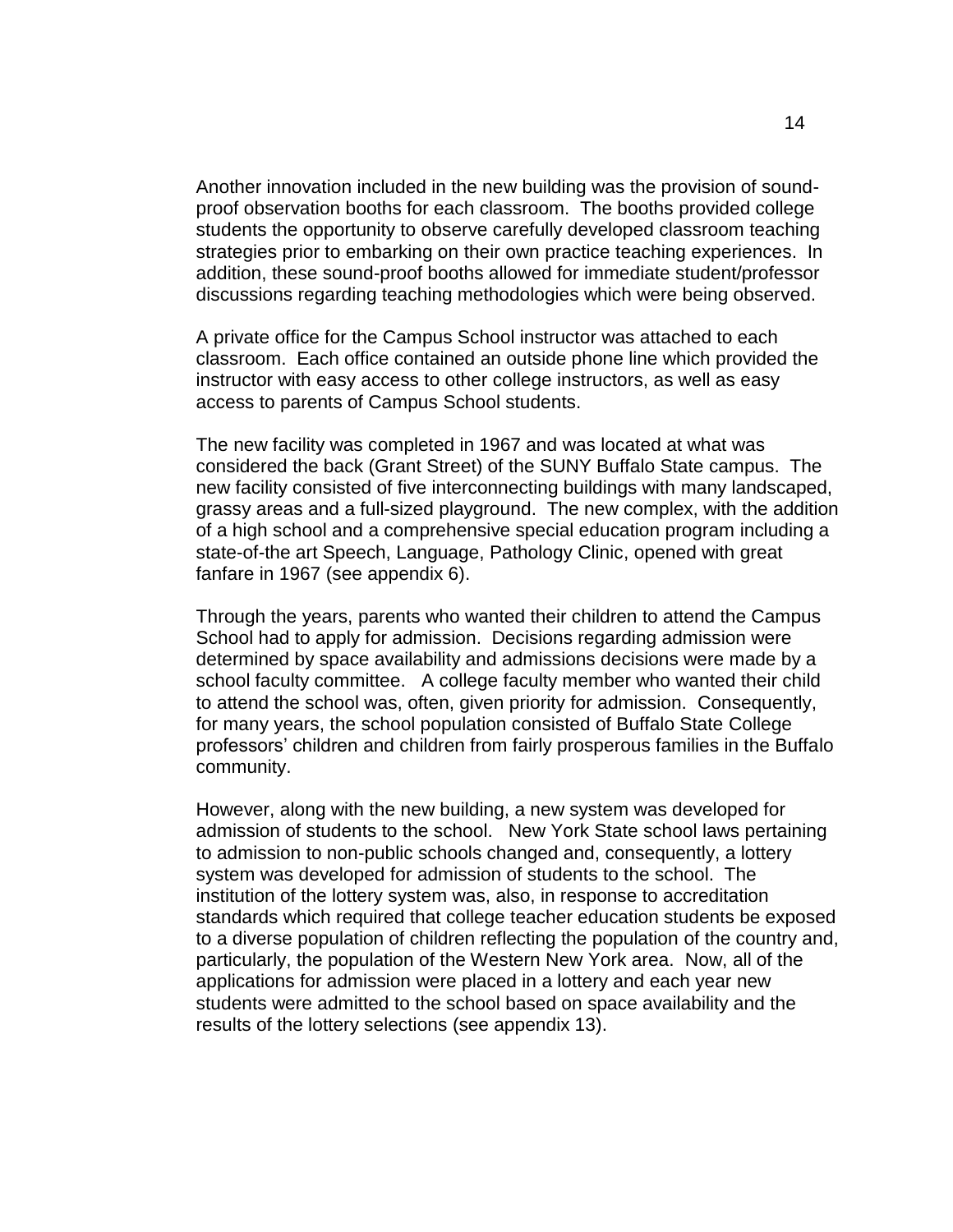Another innovation included in the new building was the provision of sound-proof observation booths for each classroom. The booths provided college students the opportunity to observe carefully developed classroom teaching strategies prior to embarking on their own practice teaching experiences. In addition, these sound-proof booths allowed for immediate student/professor discussions regarding teaching methodologies which were being observed.

A private office for the Campus School instructor was attached to each classroom. Each office contained an outside phone line which provided the instructor with easy access to other college instructors, as well as easy access to parents of Campus School students.

The new facility was completed in 1967 and was located at what was considered the back (Grant Street) of the SUNY Buffalo State campus. The new facility consisted of five interconnecting buildings with many landscaped, grassy areas and a full-sized playground. The new complex, with the addition of a high school and a comprehensive special education program including a state-of-the art Speech, Language, Pathology Clinic, opened with great fanfare in 1967 (see appendix 6).

Through the years, parents who wanted their children to attend the Campus School had to apply for admission. Decisions regarding admission were determined by space availability and admissions decisions were made by a school faculty committee. A college faculty member who wanted their child to attend the school was, often, given priority for admission. Consequently, for many years, the school population consisted of Buffalo State College professors' children and children from fairly prosperous families in the Buffalo community.

However, along with the new building, a new system was developed for admission of students to the school. New York State school laws pertaining to admission to non-public schools changed and, consequently, a lottery system was developed for admission of students to the school. The institution of the lottery system was, also, in response to accreditation standards which required that college teacher education students be exposed to a diverse population of children reflecting the population of the country and, particularly, the population of the Western New York area. Now, all of the applications for admission were placed in a lottery and each year new students were admitted to the school based on space availability and the results of the lottery selections (see appendix 13).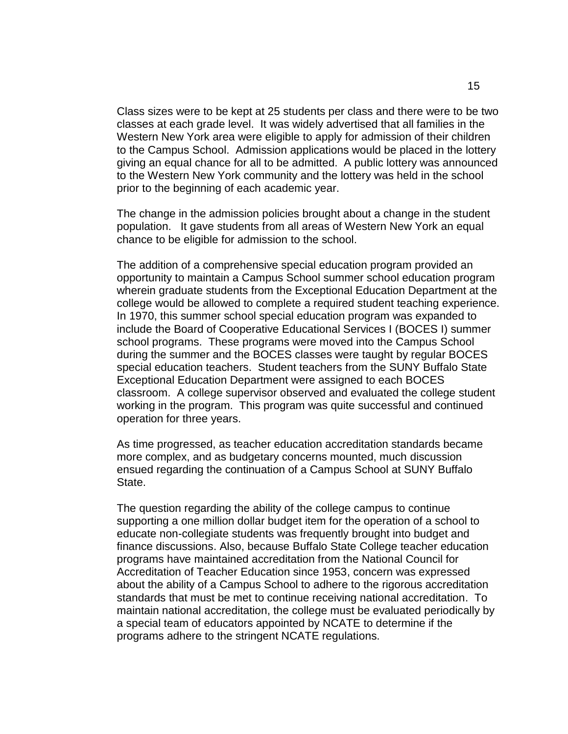Class sizes were to be kept at 25 students per class and there were to be two classes at each grade level. It was widely advertised that all families in the Western New York area were eligible to apply for admission of their children to the Campus School. Admission applications would be placed in the lottery giving an equal chance for all to be admitted. A public lottery was announced to the Western New York community and the lottery was held in the school prior to the beginning of each academic year.

The change in the admission policies brought about a change in the student population. It gave students from all areas of Western New York an equal chance to be eligible for admission to the school.

The addition of a comprehensive special education program provided an opportunity to maintain a Campus School summer school education program wherein graduate students from the Exceptional Education Department at the college would be allowed to complete a required student teaching experience. In 1970, this summer school special education program was expanded to include the Board of Cooperative Educational Services I (BOCES I) summer school programs. These programs were moved into the Campus School during the summer and the BOCES classes were taught by regular BOCES special education teachers. Student teachers from the SUNY Buffalo State Exceptional Education Department were assigned to each BOCES classroom. A college supervisor observed and evaluated the college student working in the program. This program was quite successful and continued operation for three years.

As time progressed, as teacher education accreditation standards became more complex, and as budgetary concerns mounted, much discussion ensued regarding the continuation of a Campus School at SUNY Buffalo State.

The question regarding the ability of the college campus to continue supporting a one million dollar budget item for the operation of a school to educate non-collegiate students was frequently brought into budget and finance discussions. Also, because Buffalo State College teacher education programs have maintained accreditation from the National Council for Accreditation of Teacher Education since 1953, concern was expressed about the ability of a Campus School to adhere to the rigorous accreditation standards that must be met to continue receiving national accreditation. To maintain national accreditation, the college must be evaluated periodically by a special team of educators appointed by NCATE to determine if the programs adhere to the stringent NCATE regulations.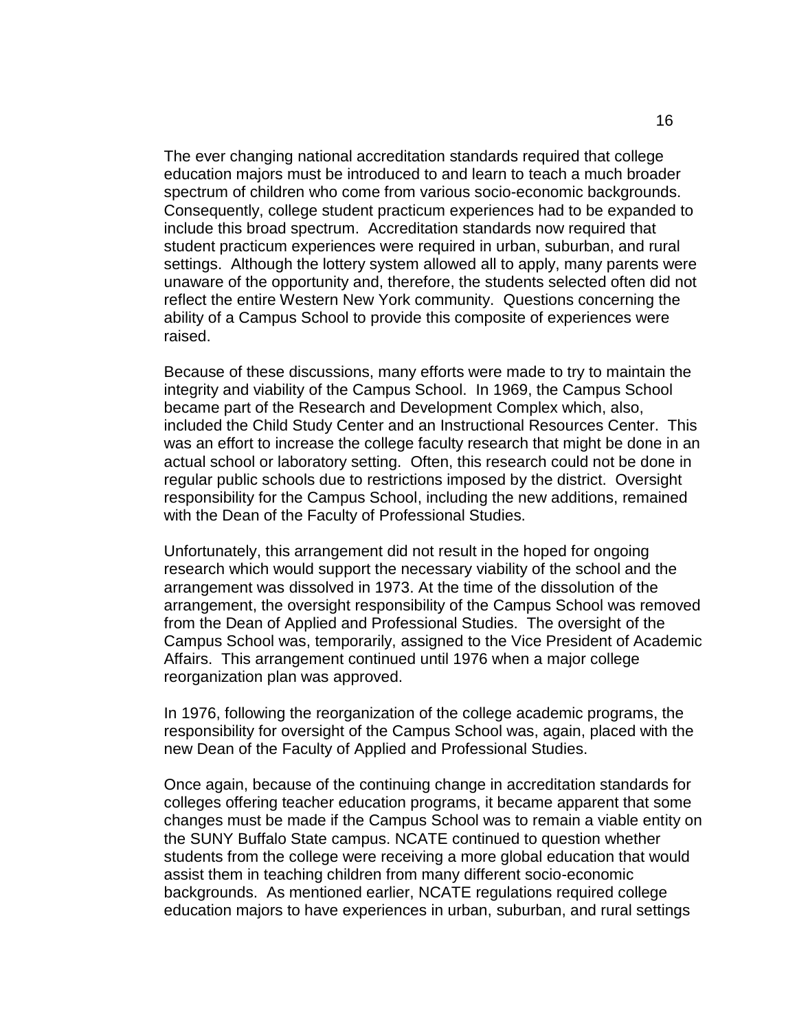The ever changing national accreditation standards required that college education majors must be introduced to and learn to teach a much broader spectrum of children who come from various socio-economic backgrounds. Consequently, college student practicum experiences had to be expanded to include this broad spectrum. Accreditation standards now required that student practicum experiences were required in urban, suburban, and rural settings. Although the lottery system allowed all to apply, many parents were unaware of the opportunity and, therefore, the students selected often did not reflect the entire Western New York community. Questions concerning the ability of a Campus School to provide this composite of experiences were raised.

Because of these discussions, many efforts were made to try to maintain the integrity and viability of the Campus School. In 1969, the Campus School became part of the Research and Development Complex which, also, included the Child Study Center and an Instructional Resources Center. This was an effort to increase the college faculty research that might be done in an actual school or laboratory setting. Often, this research could not be done in regular public schools due to restrictions imposed by the district. Oversight responsibility for the Campus School, including the new additions, remained with the Dean of the Faculty of Professional Studies.

Unfortunately, this arrangement did not result in the hoped for ongoing research which would support the necessary viability of the school and the arrangement was dissolved in 1973. At the time of the dissolution of the arrangement, the oversight responsibility of the Campus School was removed from the Dean of Applied and Professional Studies. The oversight of the Campus School was, temporarily, assigned to the Vice President of Academic Affairs. This arrangement continued until 1976 when a major college reorganization plan was approved.

In 1976, following the reorganization of the college academic programs, the responsibility for oversight of the Campus School was, again, placed with the new Dean of the Faculty of Applied and Professional Studies.

Once again, because of the continuing change in accreditation standards for colleges offering teacher education programs, it became apparent that some changes must be made if the Campus School was to remain a viable entity on the SUNY Buffalo State campus. NCATE continued to question whether students from the college were receiving a more global education that would assist them in teaching children from many different socio-economic backgrounds. As mentioned earlier, NCATE regulations required college education majors to have experiences in urban, suburban, and rural settings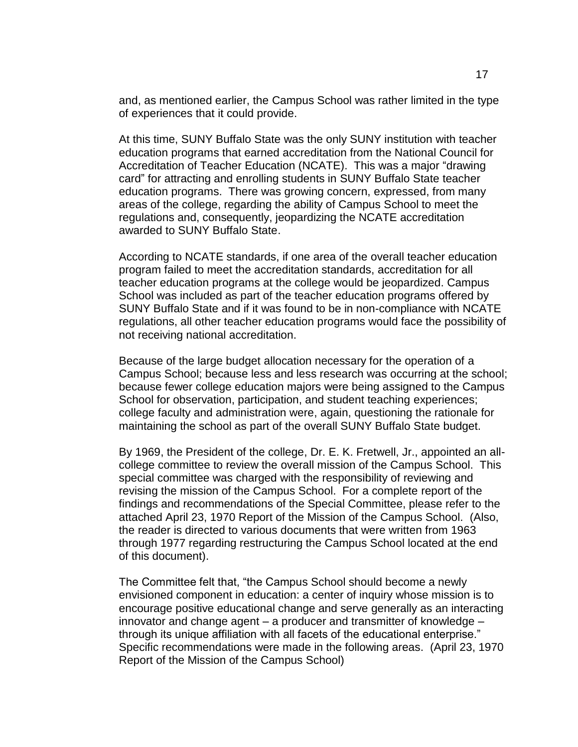and, as mentioned earlier, the Campus School was rather limited in the type of experiences that it could provide.

At this time, SUNY Buffalo State was the only SUNY institution with teacher education programs that earned accreditation from the National Council for Accreditation of Teacher Education (NCATE). This was a major "drawing card" for attracting and enrolling students in SUNY Buffalo State teacher education programs. There was growing concern, expressed, from many areas of the college, regarding the ability of Campus School to meet the regulations and, consequently, jeopardizing the NCATE accreditation awarded to SUNY Buffalo State.

According to NCATE standards, if one area of the overall teacher education program failed to meet the accreditation standards, accreditation for all teacher education programs at the college would be jeopardized. Campus School was included as part of the teacher education programs offered by SUNY Buffalo State and if it was found to be in non-compliance with NCATE regulations, all other teacher education programs would face the possibility of not receiving national accreditation.

Because of the large budget allocation necessary for the operation of a Campus School; because less and less research was occurring at the school; because fewer college education majors were being assigned to the Campus School for observation, participation, and student teaching experiences; college faculty and administration were, again, questioning the rationale for maintaining the school as part of the overall SUNY Buffalo State budget.

By 1969, the President of the college, Dr. E. K. Fretwell, Jr., appointed an all-college committee to review the overall mission of the Campus School. This special committee was charged with the responsibility of reviewing and revising the mission of the Campus School. For a complete report of the findings and recommendations of the Special Committee, please refer to the attached April 23, 1970 Report of the Mission of the Campus School. (Also, the reader is directed to various documents that were written from 1963 through 1977 regarding restructuring the Campus School located at the end of this document).

The Committee felt that, "the Campus School should become a newly envisioned component in education: a center of inquiry whose mission is to encourage positive educational change and serve generally as an interacting innovator and change agent – a producer and transmitter of knowledge – through its unique affiliation with all facets of the educational enterprise." Specific recommendations were made in the following areas. (April 23, 1970 Report of the Mission of the Campus School)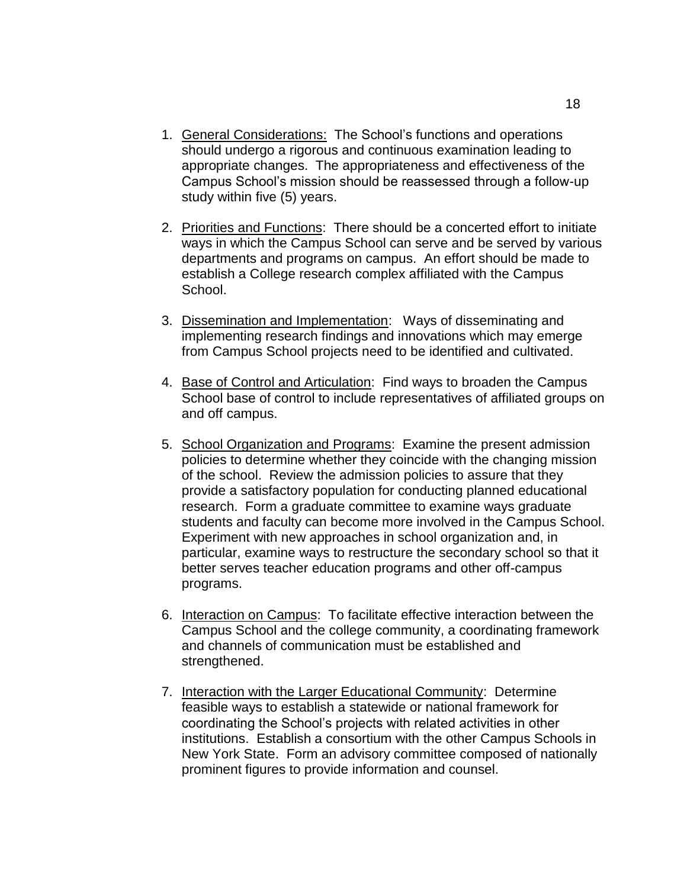1. General Considerations: The School's functions and operations should undergo a rigorous and continuous examination leading to appropriate changes. The appropriateness and effectiveness of the Campus School's mission should be reassessed through a follow-up study within five (5) years.

2. Priorities and Functions: There should be a concerted effort to initiate ways in which the Campus School can serve and be served by various departments and programs on campus. An effort should be made to establish a College research complex affiliated with the Campus School.

3. Dissemination and Implementation: Ways of disseminating and implementing research findings and innovations which may emerge from Campus School projects need to be identified and cultivated.

4. Base of Control and Articulation: Find ways to broaden the Campus School base of control to include representatives of affiliated groups on and off campus.

5. School Organization and Programs: Examine the present admission policies to determine whether they coincide with the changing mission of the school. Review the admission policies to assure that they provide a satisfactory population for conducting planned educational research. Form a graduate committee to examine ways graduate students and faculty can become more involved in the Campus School. Experiment with new approaches in school organization and, in particular, examine ways to restructure the secondary school so that it better serves teacher education programs and other off-campus programs.

6. Interaction on Campus: To facilitate effective interaction between the Campus School and the college community, a coordinating framework and channels of communication must be established and strengthened.

7. Interaction with the Larger Educational Community: Determine feasible ways to establish a statewide or national framework for coordinating the School's projects with related activities in other institutions. Establish a consortium with the other Campus Schools in New York State. Form an advisory committee composed of nationally prominent figures to provide information and counsel.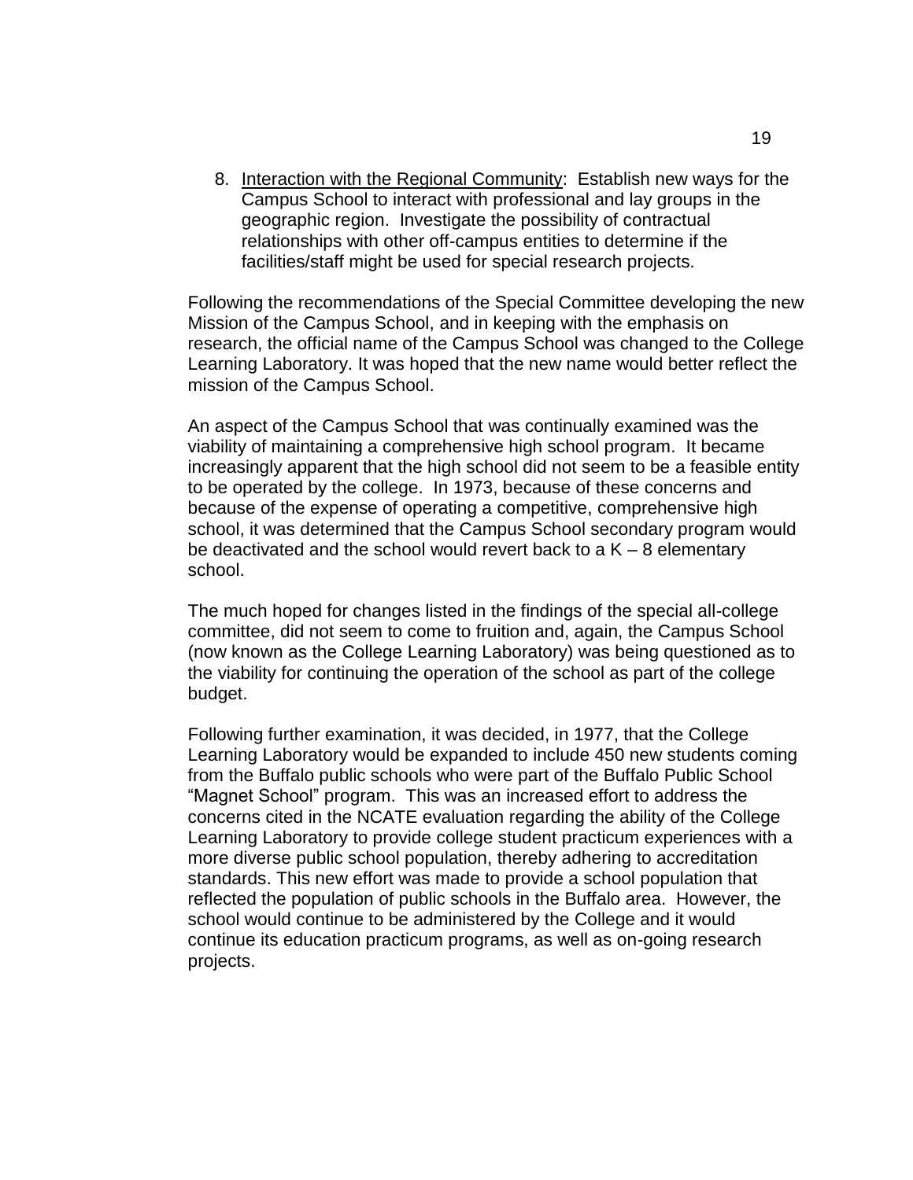8. <u>Interaction with the Regional Community</u>: Establish new ways for the Campus School to interact with professional and lay groups in the geographic region. Investigate the possibility of contractual relationships with other off-campus entities to determine if the facilities/staff might be used for special research projects.

Following the recommendations of the Special Committee developing the new Mission of the Campus School, and in keeping with the emphasis on research, the official name of the Campus School was changed to the College Learning Laboratory. It was hoped that the new name would better reflect the mission of the Campus School.

An aspect of the Campus School that was continually examined was the viability of maintaining a comprehensive high school program. It became increasingly apparent that the high school did not seem to be a feasible entity to be operated by the college. In 1973, because of these concerns and because of the expense of operating a competitive, comprehensive high school, it was determined that the Campus School secondary program would be deactivated and the school would revert back to a K – 8 elementary school.

The much hoped for changes listed in the findings of the special all-college committee, did not seem to come to fruition and, again, the Campus School (now known as the College Learning Laboratory) was being questioned as to the viability for continuing the operation of the school as part of the college budget.

Following further examination, it was decided, in 1977, that the College Learning Laboratory would be expanded to include 450 new students coming from the Buffalo public schools who were part of the Buffalo Public School "Magnet School" program. This was an increased effort to address the concerns cited in the NCATE evaluation regarding the ability of the College Learning Laboratory to provide college student practicum experiences with a more diverse public school population, thereby adhering to accreditation standards. This new effort was made to provide a school population that reflected the population of public schools in the Buffalo area. However, the school would continue to be administered by the College and it would continue its education practicum programs, as well as on-going research projects.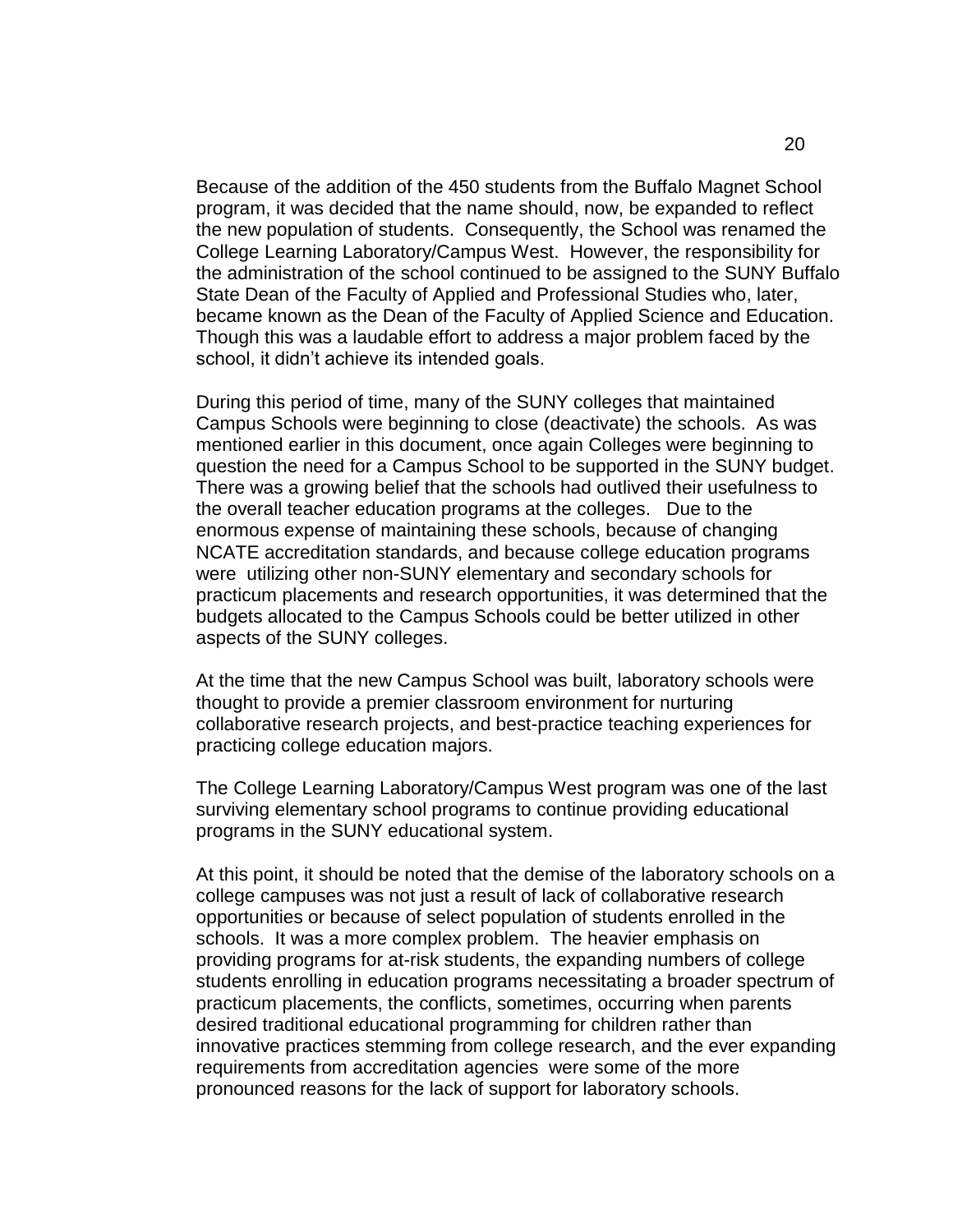Because of the addition of the 450 students from the Buffalo Magnet School program, it was decided that the name should, now, be expanded to reflect the new population of students. Consequently, the School was renamed the College Learning Laboratory/Campus West. However, the responsibility for the administration of the school continued to be assigned to the SUNY Buffalo State Dean of the Faculty of Applied and Professional Studies who, later, became known as the Dean of the Faculty of Applied Science and Education. Though this was a laudable effort to address a major problem faced by the school, it didn't achieve its intended goals.

During this period of time, many of the SUNY colleges that maintained Campus Schools were beginning to close (deactivate) the schools. As was mentioned earlier in this document, once again Colleges were beginning to question the need for a Campus School to be supported in the SUNY budget. There was a growing belief that the schools had outlived their usefulness to the overall teacher education programs at the colleges. Due to the enormous expense of maintaining these schools, because of changing NCATE accreditation standards, and because college education programs were utilizing other non-SUNY elementary and secondary schools for practicum placements and research opportunities, it was determined that the budgets allocated to the Campus Schools could be better utilized in other aspects of the SUNY colleges.

At the time that the new Campus School was built, laboratory schools were thought to provide a premier classroom environment for nurturing collaborative research projects, and best-practice teaching experiences for practicing college education majors.

The College Learning Laboratory/Campus West program was one of the last surviving elementary school programs to continue providing educational programs in the SUNY educational system.

At this point, it should be noted that the demise of the laboratory schools on a college campuses was not just a result of lack of collaborative research opportunities or because of select population of students enrolled in the schools. It was a more complex problem. The heavier emphasis on providing programs for at-risk students, the expanding numbers of college students enrolling in education programs necessitating a broader spectrum of practicum placements, the conflicts, sometimes, occurring when parents desired traditional educational programming for children rather than innovative practices stemming from college research, and the ever expanding requirements from accreditation agencies were some of the more pronounced reasons for the lack of support for laboratory schools.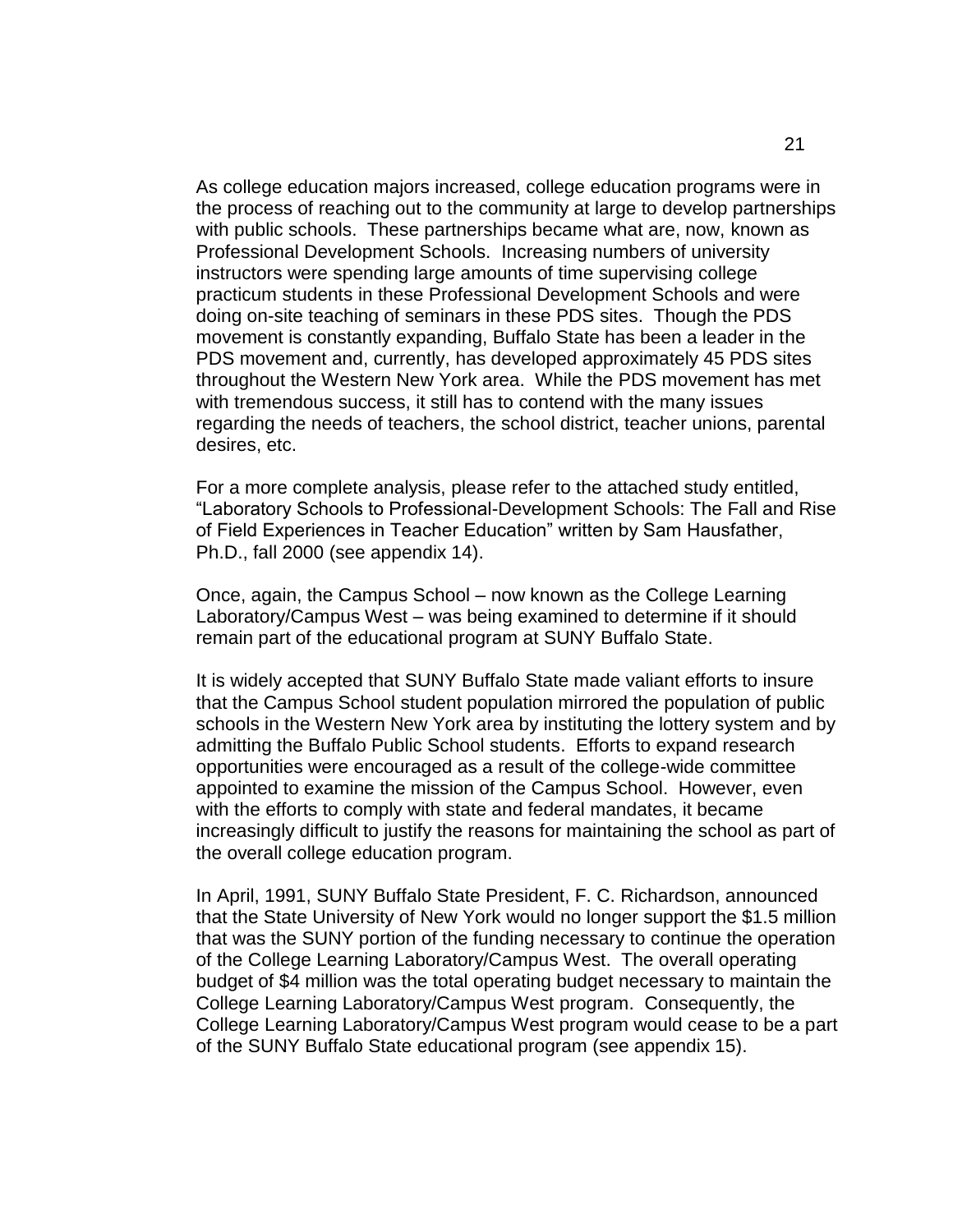As college education majors increased, college education programs were in the process of reaching out to the community at large to develop partnerships with public schools. These partnerships became what are, now, known as Professional Development Schools. Increasing numbers of university instructors were spending large amounts of time supervising college practicum students in these Professional Development Schools and were doing on-site teaching of seminars in these PDS sites. Though the PDS movement is constantly expanding, Buffalo State has been a leader in the PDS movement and, currently, has developed approximately 45 PDS sites throughout the Western New York area. While the PDS movement has met with tremendous success, it still has to contend with the many issues regarding the needs of teachers, the school district, teacher unions, parental desires, etc.

For a more complete analysis, please refer to the attached study entitled, "Laboratory Schools to Professional-Development Schools: The Fall and Rise of Field Experiences in Teacher Education" written by Sam Hausfather, Ph.D., fall 2000 (see appendix 14).

Once, again, the Campus School – now known as the College Learning Laboratory/Campus West – was being examined to determine if it should remain part of the educational program at SUNY Buffalo State.

It is widely accepted that SUNY Buffalo State made valiant efforts to insure that the Campus School student population mirrored the population of public schools in the Western New York area by instituting the lottery system and by admitting the Buffalo Public School students. Efforts to expand research opportunities were encouraged as a result of the college-wide committee appointed to examine the mission of the Campus School. However, even with the efforts to comply with state and federal mandates, it became increasingly difficult to justify the reasons for maintaining the school as part of the overall college education program.

In April, 1991, SUNY Buffalo State President, F. C. Richardson, announced that the State University of New York would no longer support the $1.5 million that was the SUNY portion of the funding necessary to continue the operation of the College Learning Laboratory/Campus West. The overall operating budget of $4 million was the total operating budget necessary to maintain the College Learning Laboratory/Campus West program. Consequently, the College Learning Laboratory/Campus West program would cease to be a part of the SUNY Buffalo State educational program (see appendix 15).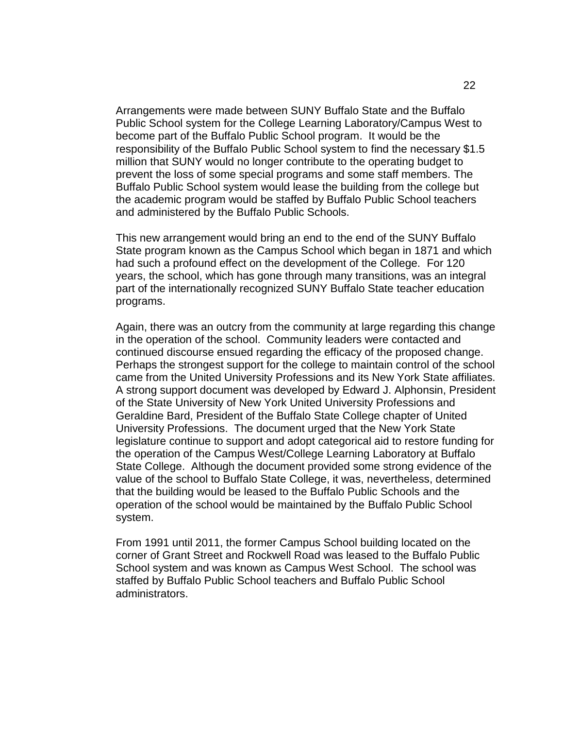Arrangements were made between SUNY Buffalo State and the Buffalo Public School system for the College Learning Laboratory/Campus West to become part of the Buffalo Public School program. It would be the responsibility of the Buffalo Public School system to find the necessary $1.5 million that SUNY would no longer contribute to the operating budget to prevent the loss of some special programs and some staff members. The Buffalo Public School system would lease the building from the college but the academic program would be staffed by Buffalo Public School teachers and administered by the Buffalo Public Schools.

This new arrangement would bring an end to the end of the SUNY Buffalo State program known as the Campus School which began in 1871 and which had such a profound effect on the development of the College. For 120 years, the school, which has gone through many transitions, was an integral part of the internationally recognized SUNY Buffalo State teacher education programs.

Again, there was an outcry from the community at large regarding this change in the operation of the school. Community leaders were contacted and continued discourse ensued regarding the efficacy of the proposed change. Perhaps the strongest support for the college to maintain control of the school came from the United University Professions and its New York State affiliates. A strong support document was developed by Edward J. Alphonsin, President of the State University of New York United University Professions and Geraldine Bard, President of the Buffalo State College chapter of United University Professions. The document urged that the New York State legislature continue to support and adopt categorical aid to restore funding for the operation of the Campus West/College Learning Laboratory at Buffalo State College. Although the document provided some strong evidence of the value of the school to Buffalo State College, it was, nevertheless, determined that the building would be leased to the Buffalo Public Schools and the operation of the school would be maintained by the Buffalo Public School system.

From 1991 until 2011, the former Campus School building located on the corner of Grant Street and Rockwell Road was leased to the Buffalo Public School system and was known as Campus West School. The school was staffed by Buffalo Public School teachers and Buffalo Public School administrators.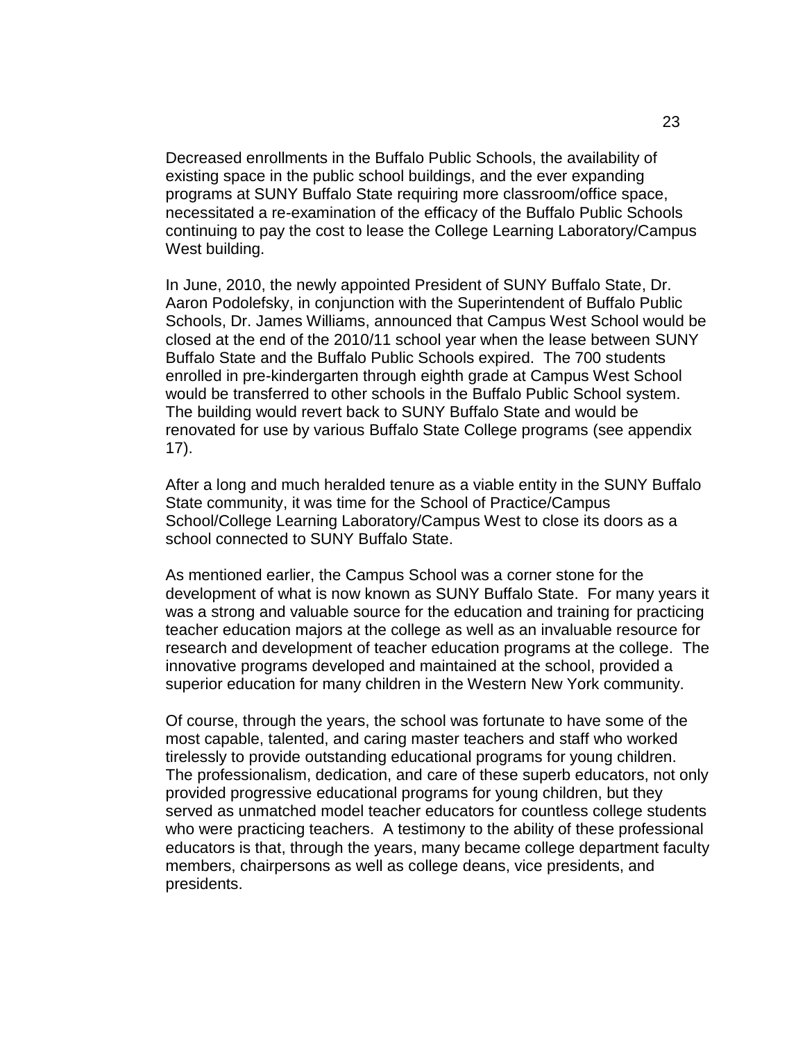Decreased enrollments in the Buffalo Public Schools, the availability of existing space in the public school buildings, and the ever expanding programs at SUNY Buffalo State requiring more classroom/office space, necessitated a re-examination of the efficacy of the Buffalo Public Schools continuing to pay the cost to lease the College Learning Laboratory/Campus West building.

In June, 2010, the newly appointed President of SUNY Buffalo State, Dr. Aaron Podolefsky, in conjunction with the Superintendent of Buffalo Public Schools, Dr. James Williams, announced that Campus West School would be closed at the end of the 2010/11 school year when the lease between SUNY Buffalo State and the Buffalo Public Schools expired. The 700 students enrolled in pre-kindergarten through eighth grade at Campus West School would be transferred to other schools in the Buffalo Public School system. The building would revert back to SUNY Buffalo State and would be renovated for use by various Buffalo State College programs (see appendix 17).

After a long and much heralded tenure as a viable entity in the SUNY Buffalo State community, it was time for the School of Practice/Campus School/College Learning Laboratory/Campus West to close its doors as a school connected to SUNY Buffalo State.

As mentioned earlier, the Campus School was a corner stone for the development of what is now known as SUNY Buffalo State. For many years it was a strong and valuable source for the education and training for practicing teacher education majors at the college as well as an invaluable resource for research and development of teacher education programs at the college. The innovative programs developed and maintained at the school, provided a superior education for many children in the Western New York community.

Of course, through the years, the school was fortunate to have some of the most capable, talented, and caring master teachers and staff who worked tirelessly to provide outstanding educational programs for young children. The professionalism, dedication, and care of these superb educators, not only provided progressive educational programs for young children, but they served as unmatched model teacher educators for countless college students who were practicing teachers. A testimony to the ability of these professional educators is that, through the years, many became college department faculty members, chairpersons as well as college deans, vice presidents, and presidents.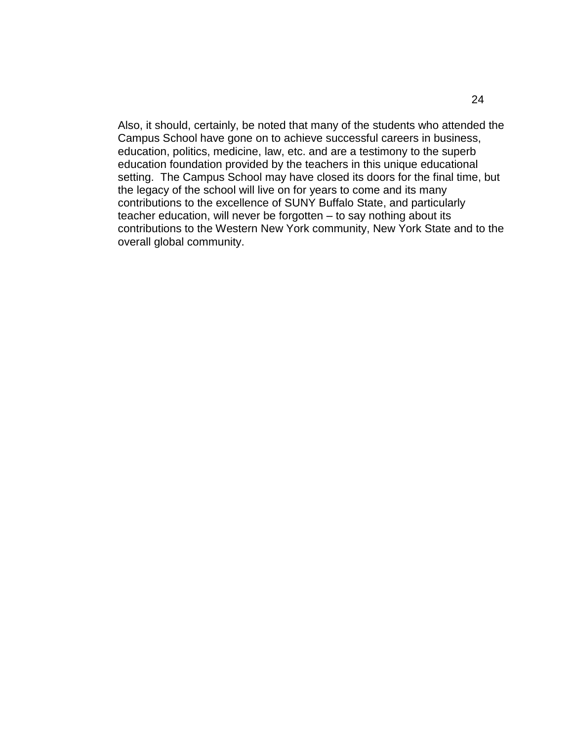Also, it should, certainly, be noted that many of the students who attended the Campus School have gone on to achieve successful careers in business, education, politics, medicine, law, etc. and are a testimony to the superb education foundation provided by the teachers in this unique educational setting. The Campus School may have closed its doors for the final time, but the legacy of the school will live on for years to come and its many contributions to the excellence of SUNY Buffalo State, and particularly teacher education, will never be forgotten – to say nothing about its contributions to the Western New York community, New York State and to the overall global community.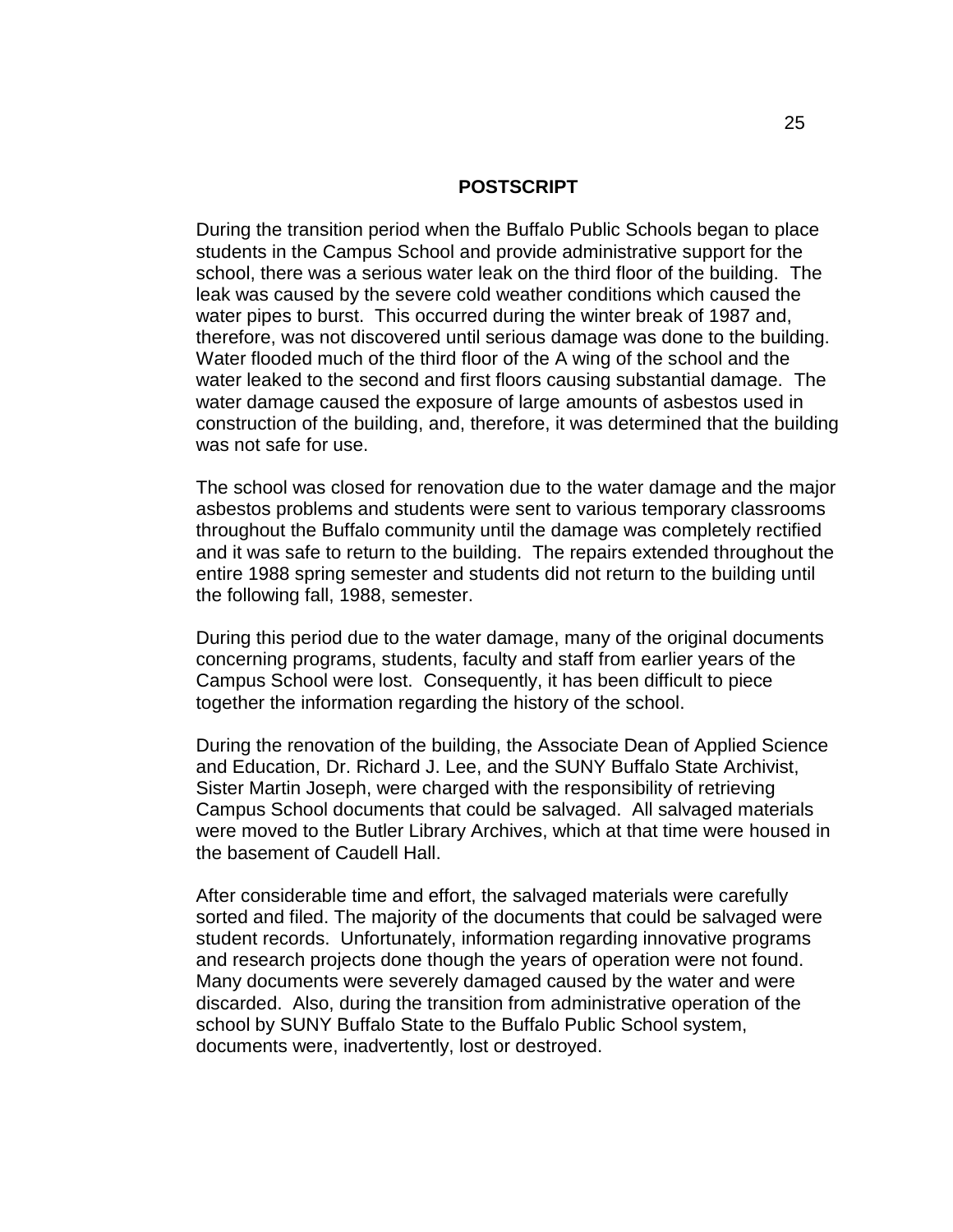## POSTSCRIPT

During the transition period when the Buffalo Public Schools began to place students in the Campus School and provide administrative support for the school, there was a serious water leak on the third floor of the building. The leak was caused by the severe cold weather conditions which caused the water pipes to burst. This occurred during the winter break of 1987 and, therefore, was not discovered until serious damage was done to the building. Water flooded much of the third floor of the A wing of the school and the water leaked to the second and first floors causing substantial damage. The water damage caused the exposure of large amounts of asbestos used in construction of the building, and, therefore, it was determined that the building was not safe for use.

The school was closed for renovation due to the water damage and the major asbestos problems and students were sent to various temporary classrooms throughout the Buffalo community until the damage was completely rectified and it was safe to return to the building. The repairs extended throughout the entire 1988 spring semester and students did not return to the building until the following fall, 1988, semester.

During this period due to the water damage, many of the original documents concerning programs, students, faculty and staff from earlier years of the Campus School were lost. Consequently, it has been difficult to piece together the information regarding the history of the school.

During the renovation of the building, the Associate Dean of Applied Science and Education, Dr. Richard J. Lee, and the SUNY Buffalo State Archivist, Sister Martin Joseph, were charged with the responsibility of retrieving Campus School documents that could be salvaged. All salvaged materials were moved to the Butler Library Archives, which at that time were housed in the basement of Caudell Hall.

After considerable time and effort, the salvaged materials were carefully sorted and filed. The majority of the documents that could be salvaged were student records. Unfortunately, information regarding innovative programs and research projects done though the years of operation were not found. Many documents were severely damaged caused by the water and were discarded. Also, during the transition from administrative operation of the school by SUNY Buffalo State to the Buffalo Public School system, documents were, inadvertently, lost or destroyed.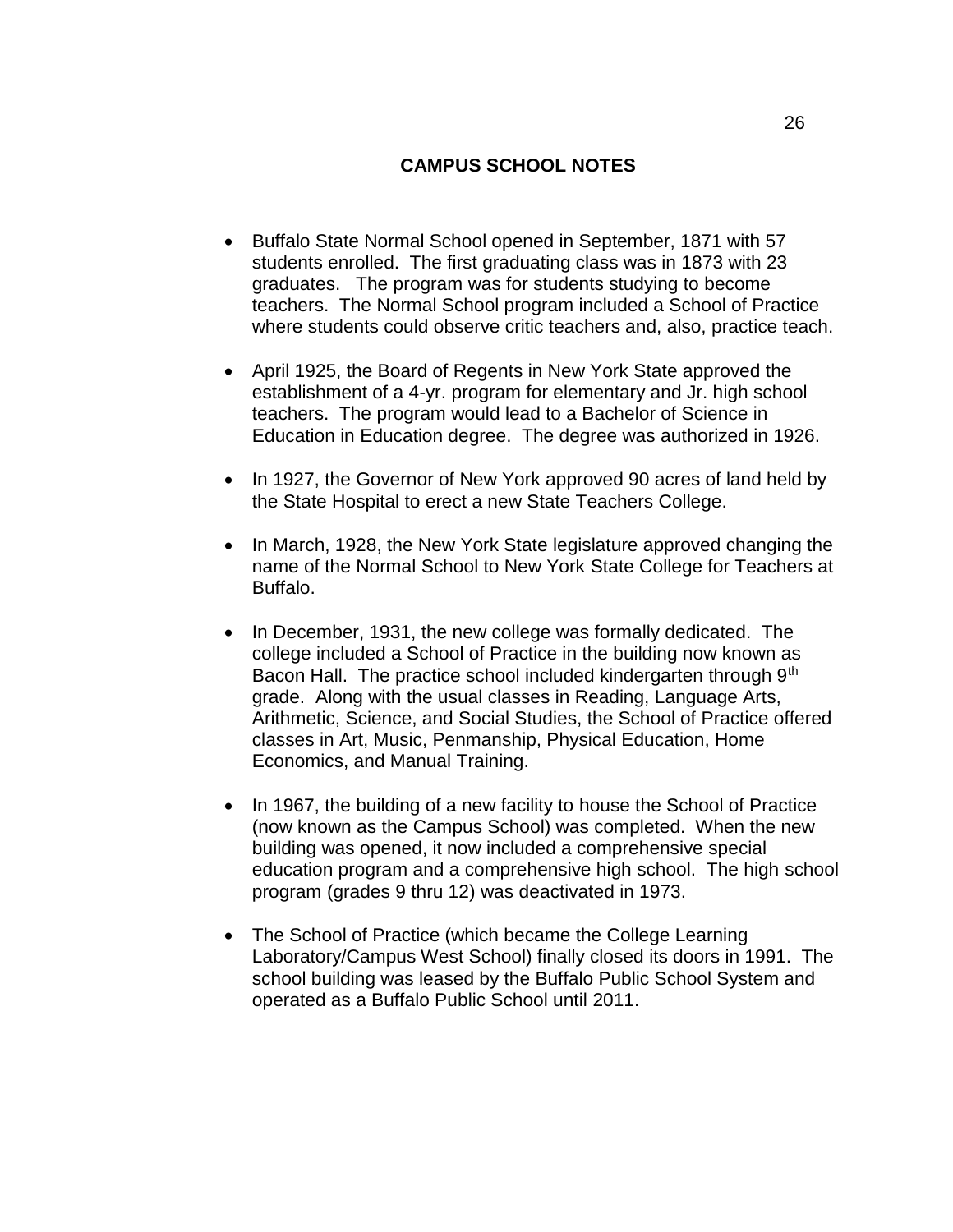# CAMPUS SCHOOL NOTES

- Buffalo State Normal School opened in September, 1871 with 57 students enrolled. The first graduating class was in 1873 with 23 graduates. The program was for students studying to become teachers. The Normal School program included a School of Practice where students could observe critic teachers and, also, practice teach.

- April 1925, the Board of Regents in New York State approved the establishment of a 4-yr. program for elementary and Jr. high school teachers. The program would lead to a Bachelor of Science in Education in Education degree. The degree was authorized in 1926.

- In 1927, the Governor of New York approved 90 acres of land held by the State Hospital to erect a new State Teachers College.

- In March, 1928, the New York State legislature approved changing the name of the Normal School to New York State College for Teachers at Buffalo.

- In December, 1931, the new college was formally dedicated. The college included a School of Practice in the building now known as Bacon Hall. The practice school included kindergarten through 9th grade. Along with the usual classes in Reading, Language Arts, Arithmetic, Science, and Social Studies, the School of Practice offered classes in Art, Music, Penmanship, Physical Education, Home Economics, and Manual Training.

- In 1967, the building of a new facility to house the School of Practice (now known as the Campus School) was completed. When the new building was opened, it now included a comprehensive special education program and a comprehensive high school. The high school program (grades 9 thru 12) was deactivated in 1973.

- The School of Practice (which became the College Learning Laboratory/Campus West School) finally closed its doors in 1991. The school building was leased by the Buffalo Public School System and operated as a Buffalo Public School until 2011.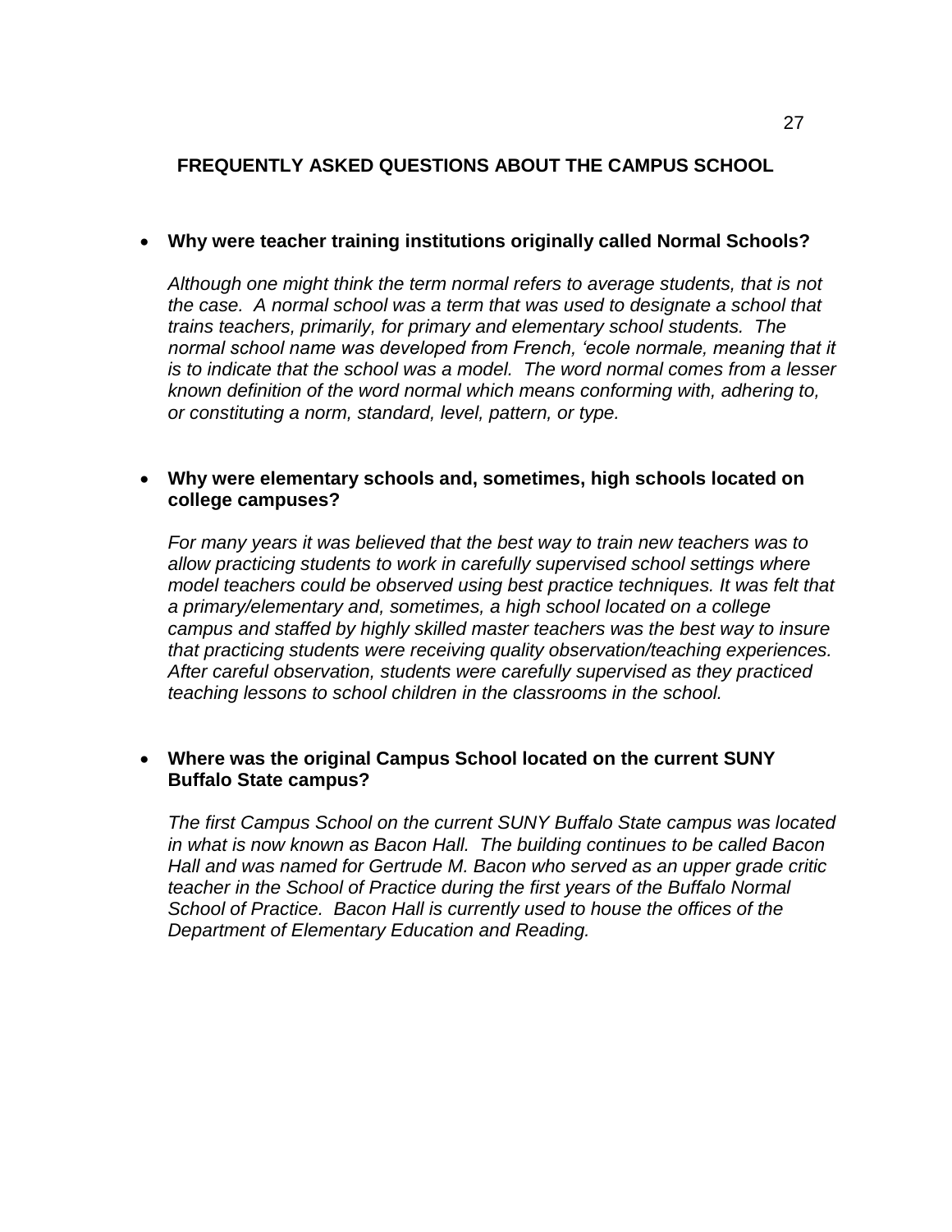## FREQUENTLY ASKED QUESTIONS ABOUT THE CAMPUS SCHOOL

- **Why were teacher training institutions originally called Normal Schools?**

  *Although one might think the term normal refers to average students, that is not the case. A normal school was a term that was used to designate a school that trains teachers, primarily, for primary and elementary school students. The normal school name was developed from French, 'ecole normale, meaning that it is to indicate that the school was a model. The word normal comes from a lesser known definition of the word normal which means conforming with, adhering to, or constituting a norm, standard, level, pattern, or type.*

- **Why were elementary schools and, sometimes, high schools located on college campuses?**

  *For many years it was believed that the best way to train new teachers was to allow practicing students to work in carefully supervised school settings where model teachers could be observed using best practice techniques. It was felt that a primary/elementary and, sometimes, a high school located on a college campus and staffed by highly skilled master teachers was the best way to insure that practicing students were receiving quality observation/teaching experiences. After careful observation, students were carefully supervised as they practiced teaching lessons to school children in the classrooms in the school.*

- **Where was the original Campus School located on the current SUNY Buffalo State campus?**

  *The first Campus School on the current SUNY Buffalo State campus was located in what is now known as Bacon Hall. The building continues to be called Bacon Hall and was named for Gertrude M. Bacon who served as an upper grade critic teacher in the School of Practice during the first years of the Buffalo Normal School of Practice. Bacon Hall is currently used to house the offices of the Department of Elementary Education and Reading.*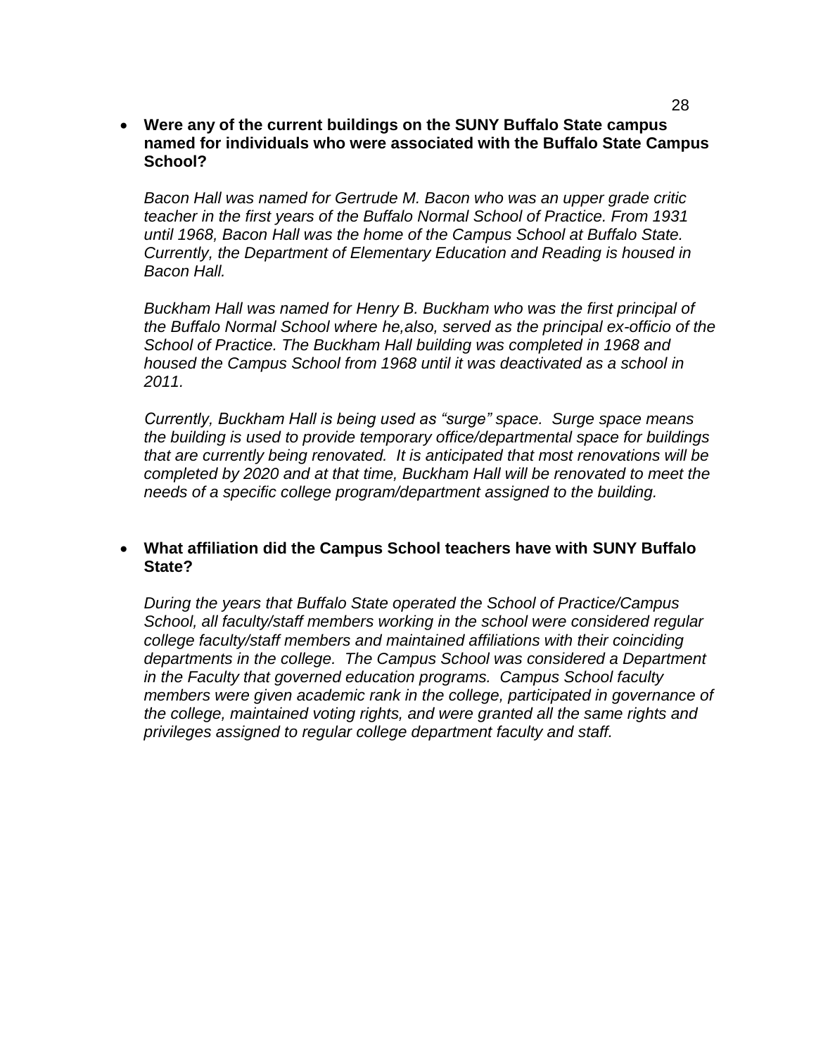- **Were any of the current buildings on the SUNY Buffalo State campus named for individuals who were associated with the Buffalo State Campus School?**

  *Bacon Hall was named for Gertrude M. Bacon who was an upper grade critic teacher in the first years of the Buffalo Normal School of Practice. From 1931 until 1968, Bacon Hall was the home of the Campus School at Buffalo State. Currently, the Department of Elementary Education and Reading is housed in Bacon Hall.*

  *Buckham Hall was named for Henry B. Buckham who was the first principal of the Buffalo Normal School where he,also, served as the principal ex-officio of the School of Practice. The Buckham Hall building was completed in 1968 and housed the Campus School from 1968 until it was deactivated as a school in 2011.*

  *Currently, Buckham Hall is being used as "surge" space. Surge space means the building is used to provide temporary office/departmental space for buildings that are currently being renovated. It is anticipated that most renovations will be completed by 2020 and at that time, Buckham Hall will be renovated to meet the needs of a specific college program/department assigned to the building.*

- **What affiliation did the Campus School teachers have with SUNY Buffalo State?**

  *During the years that Buffalo State operated the School of Practice/Campus School, all faculty/staff members working in the school were considered regular college faculty/staff members and maintained affiliations with their coinciding departments in the college. The Campus School was considered a Department in the Faculty that governed education programs. Campus School faculty members were given academic rank in the college, participated in governance of the college, maintained voting rights, and were granted all the same rights and privileges assigned to regular college department faculty and staff.*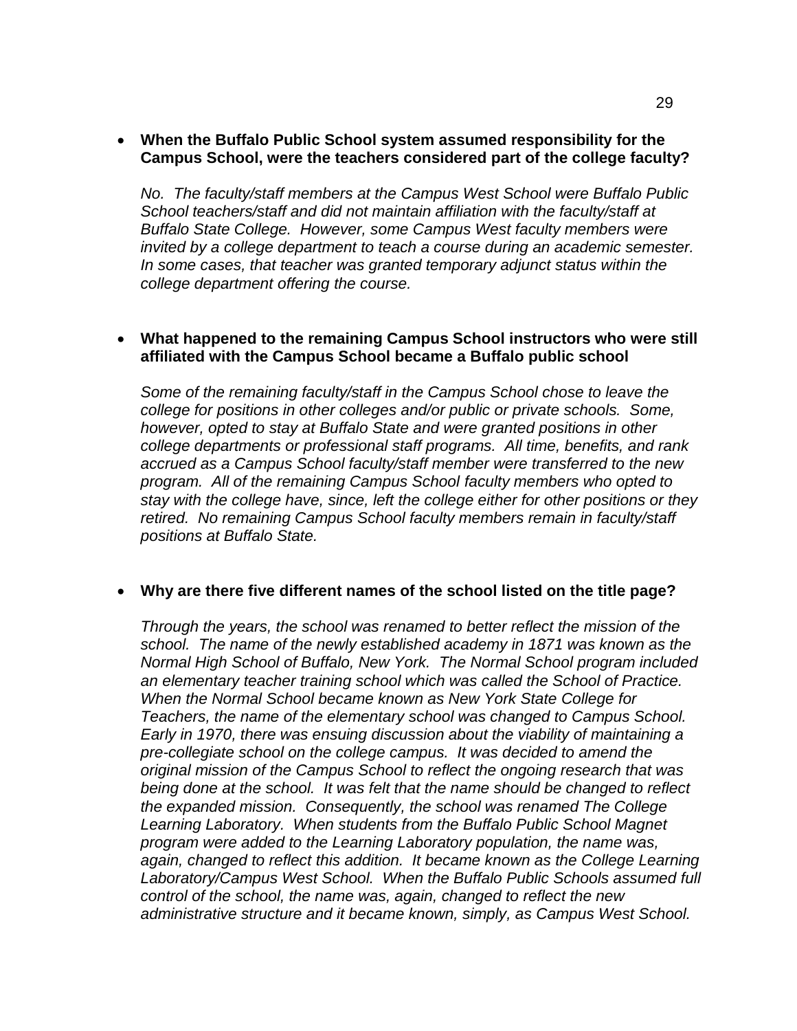- **When the Buffalo Public School system assumed responsibility for the Campus School, were the teachers considered part of the college faculty?**

  *No. The faculty/staff members at the Campus West School were Buffalo Public School teachers/staff and did not maintain affiliation with the faculty/staff at Buffalo State College. However, some Campus West faculty members were invited by a college department to teach a course during an academic semester. In some cases, that teacher was granted temporary adjunct status within the college department offering the course.*

- **What happened to the remaining Campus School instructors who were still affiliated with the Campus School became a Buffalo public school**

  *Some of the remaining faculty/staff in the Campus School chose to leave the college for positions in other colleges and/or public or private schools. Some, however, opted to stay at Buffalo State and were granted positions in other college departments or professional staff programs. All time, benefits, and rank accrued as a Campus School faculty/staff member were transferred to the new program. All of the remaining Campus School faculty members who opted to stay with the college have, since, left the college either for other positions or they retired. No remaining Campus School faculty members remain in faculty/staff positions at Buffalo State.*

- **Why are there five different names of the school listed on the title page?**

  *Through the years, the school was renamed to better reflect the mission of the school. The name of the newly established academy in 1871 was known as the Normal High School of Buffalo, New York. The Normal School program included an elementary teacher training school which was called the School of Practice. When the Normal School became known as New York State College for Teachers, the name of the elementary school was changed to Campus School. Early in 1970, there was ensuing discussion about the viability of maintaining a pre-collegiate school on the college campus. It was decided to amend the original mission of the Campus School to reflect the ongoing research that was being done at the school. It was felt that the name should be changed to reflect the expanded mission. Consequently, the school was renamed The College Learning Laboratory. When students from the Buffalo Public School Magnet program were added to the Learning Laboratory population, the name was, again, changed to reflect this addition. It became known as the College Learning Laboratory/Campus West School. When the Buffalo Public Schools assumed full control of the school, the name was, again, changed to reflect the new administrative structure and it became known, simply, as Campus West School.*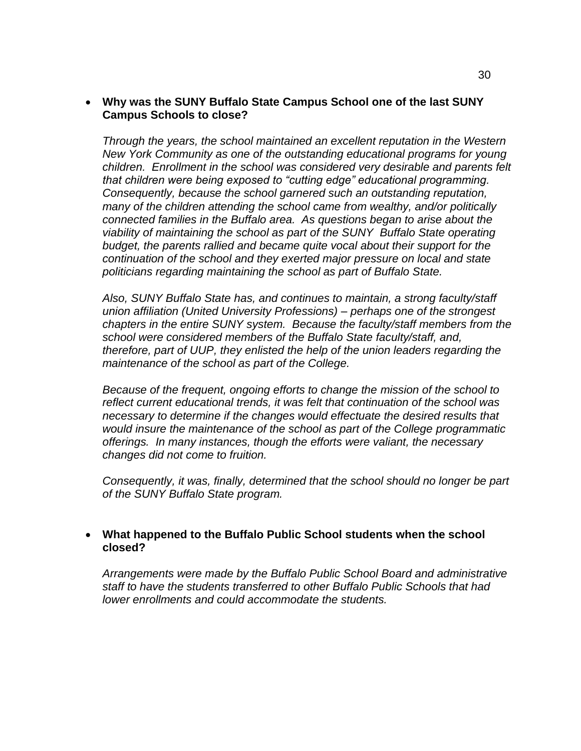- **Why was the SUNY Buffalo State Campus School one of the last SUNY Campus Schools to close?**

  *Through the years, the school maintained an excellent reputation in the Western New York Community as one of the outstanding educational programs for young children. Enrollment in the school was considered very desirable and parents felt that children were being exposed to "cutting edge" educational programming. Consequently, because the school garnered such an outstanding reputation, many of the children attending the school came from wealthy, and/or politically connected families in the Buffalo area. As questions began to arise about the viability of maintaining the school as part of the SUNY Buffalo State operating budget, the parents rallied and became quite vocal about their support for the continuation of the school and they exerted major pressure on local and state politicians regarding maintaining the school as part of Buffalo State.*

  *Also, SUNY Buffalo State has, and continues to maintain, a strong faculty/staff union affiliation (United University Professions) – perhaps one of the strongest chapters in the entire SUNY system. Because the faculty/staff members from the school were considered members of the Buffalo State faculty/staff, and, therefore, part of UUP, they enlisted the help of the union leaders regarding the maintenance of the school as part of the College.*

  *Because of the frequent, ongoing efforts to change the mission of the school to reflect current educational trends, it was felt that continuation of the school was necessary to determine if the changes would effectuate the desired results that would insure the maintenance of the school as part of the College programmatic offerings. In many instances, though the efforts were valiant, the necessary changes did not come to fruition.*

  *Consequently, it was, finally, determined that the school should no longer be part of the SUNY Buffalo State program.*

- **What happened to the Buffalo Public School students when the school closed?**

  *Arrangements were made by the Buffalo Public School Board and administrative staff to have the students transferred to other Buffalo Public Schools that had lower enrollments and could accommodate the students.*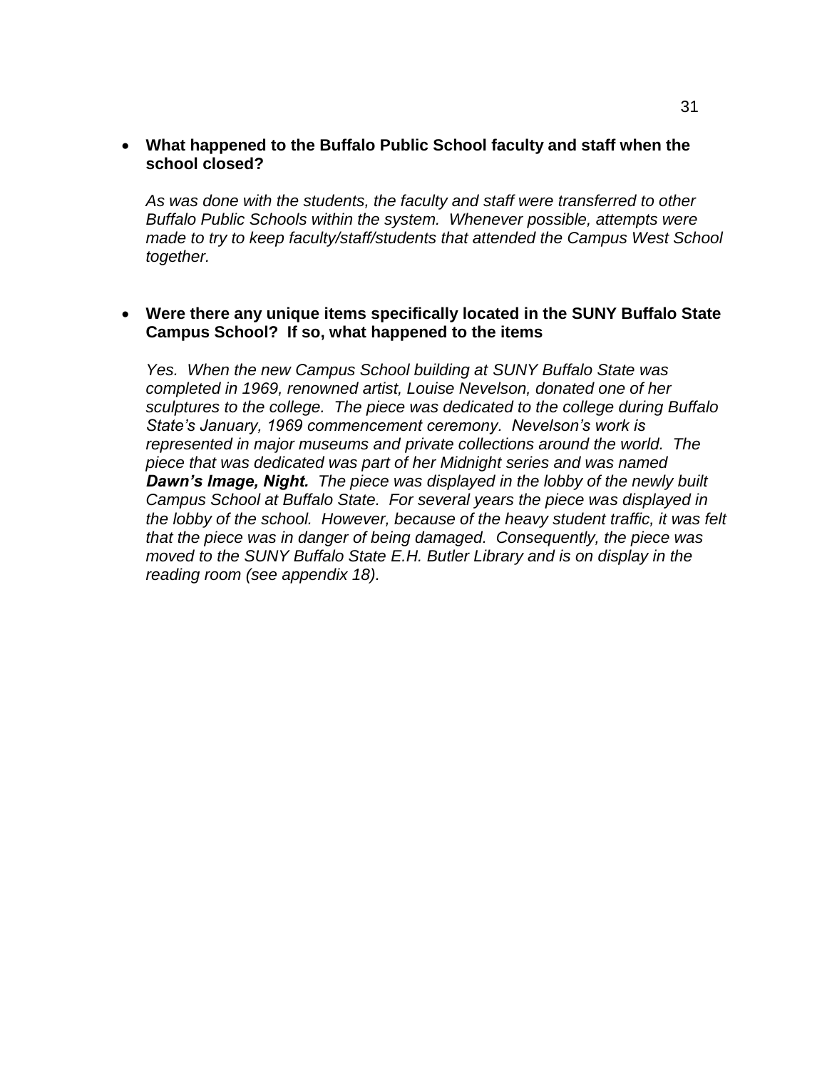- **What happened to the Buffalo Public School faculty and staff when the school closed?**

  *As was done with the students, the faculty and staff were transferred to other Buffalo Public Schools within the system. Whenever possible, attempts were made to try to keep faculty/staff/students that attended the Campus West School together.*

- **Were there any unique items specifically located in the SUNY Buffalo State Campus School? If so, what happened to the items**

  *Yes. When the new Campus School building at SUNY Buffalo State was completed in 1969, renowned artist, Louise Nevelson, donated one of her sculptures to the college. The piece was dedicated to the college during Buffalo State's January, 1969 commencement ceremony. Nevelson's work is represented in major museums and private collections around the world. The piece that was dedicated was part of her Midnight series and was named* ***Dawn's Image, Night.*** *The piece was displayed in the lobby of the newly built Campus School at Buffalo State. For several years the piece was displayed in the lobby of the school. However, because of the heavy student traffic, it was felt that the piece was in danger of being damaged. Consequently, the piece was moved to the SUNY Buffalo State E.H. Butler Library and is on display in the reading room (see appendix 18).*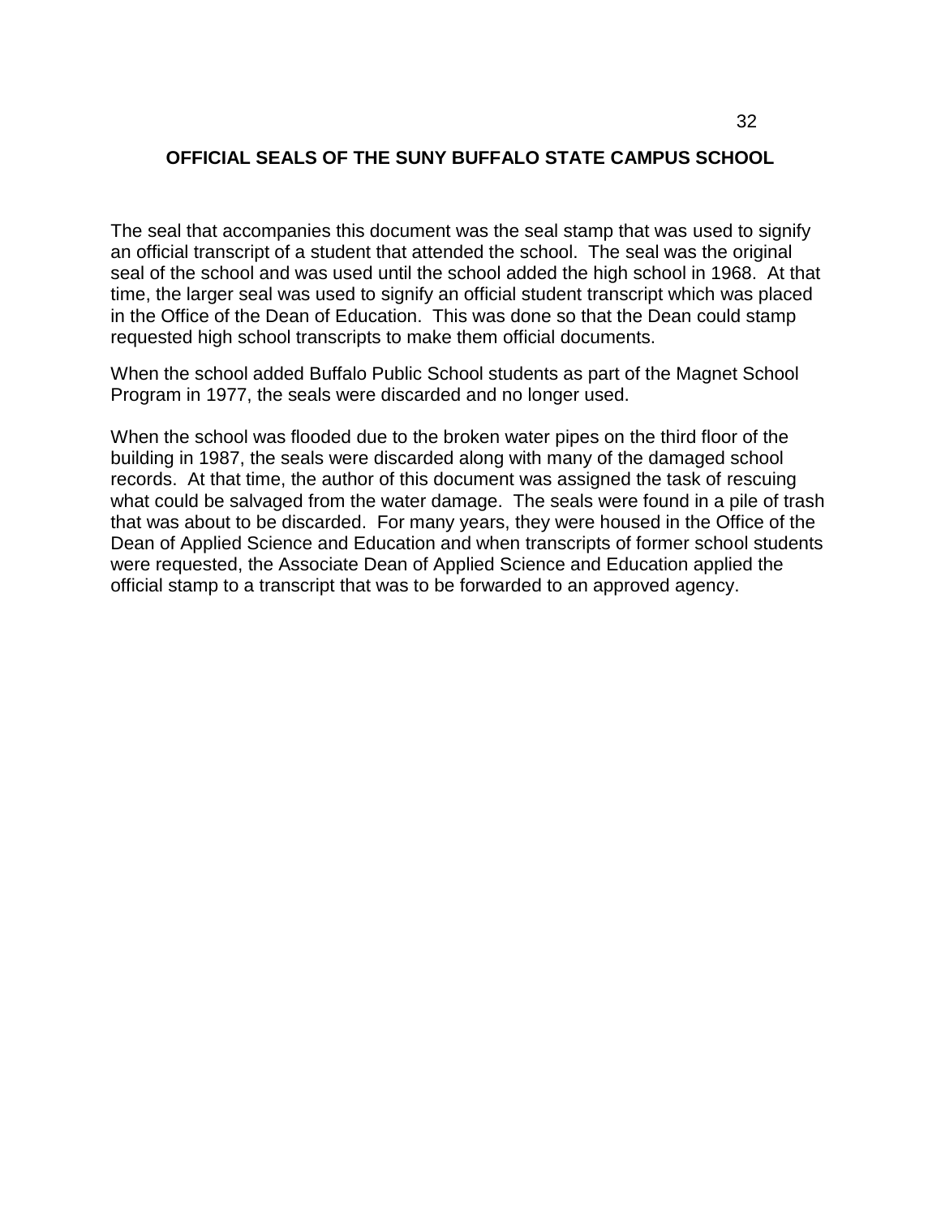## OFFICIAL SEALS OF THE SUNY BUFFALO STATE CAMPUS SCHOOL

The seal that accompanies this document was the seal stamp that was used to signify an official transcript of a student that attended the school. The seal was the original seal of the school and was used until the school added the high school in 1968. At that time, the larger seal was used to signify an official student transcript which was placed in the Office of the Dean of Education. This was done so that the Dean could stamp requested high school transcripts to make them official documents.

When the school added Buffalo Public School students as part of the Magnet School Program in 1977, the seals were discarded and no longer used.

When the school was flooded due to the broken water pipes on the third floor of the building in 1987, the seals were discarded along with many of the damaged school records. At that time, the author of this document was assigned the task of rescuing what could be salvaged from the water damage. The seals were found in a pile of trash that was about to be discarded. For many years, they were housed in the Office of the Dean of Applied Science and Education and when transcripts of former school students were requested, the Associate Dean of Applied Science and Education applied the official stamp to a transcript that was to be forwarded to an approved agency.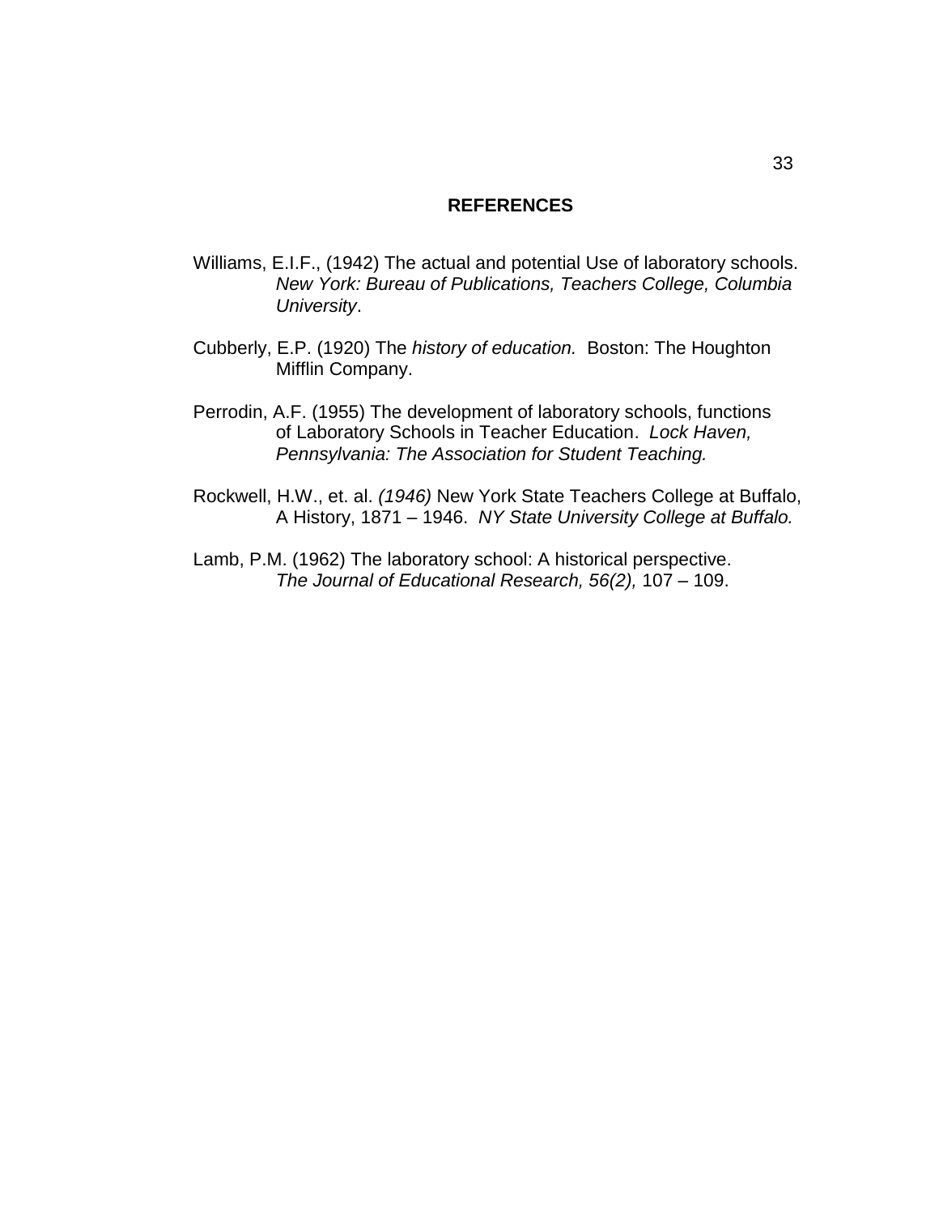## REFERENCES

Williams, E.I.F., (1942) The actual and potential Use of laboratory schools. *New York: Bureau of Publications, Teachers College, Columbia University*.

Cubberly, E.P. (1920) The *history of education.* Boston: The Houghton Mifflin Company.

Perrodin, A.F. (1955) The development of laboratory schools, functions of Laboratory Schools in Teacher Education. *Lock Haven, Pennsylvania: The Association for Student Teaching.*

Rockwell, H.W., et. al. *(1946)* New York State Teachers College at Buffalo, A History, 1871 – 1946. *NY State University College at Buffalo.*

Lamb, P.M. (1962) The laboratory school: A historical perspective. *The Journal of Educational Research, 56(2),* 107 – 109.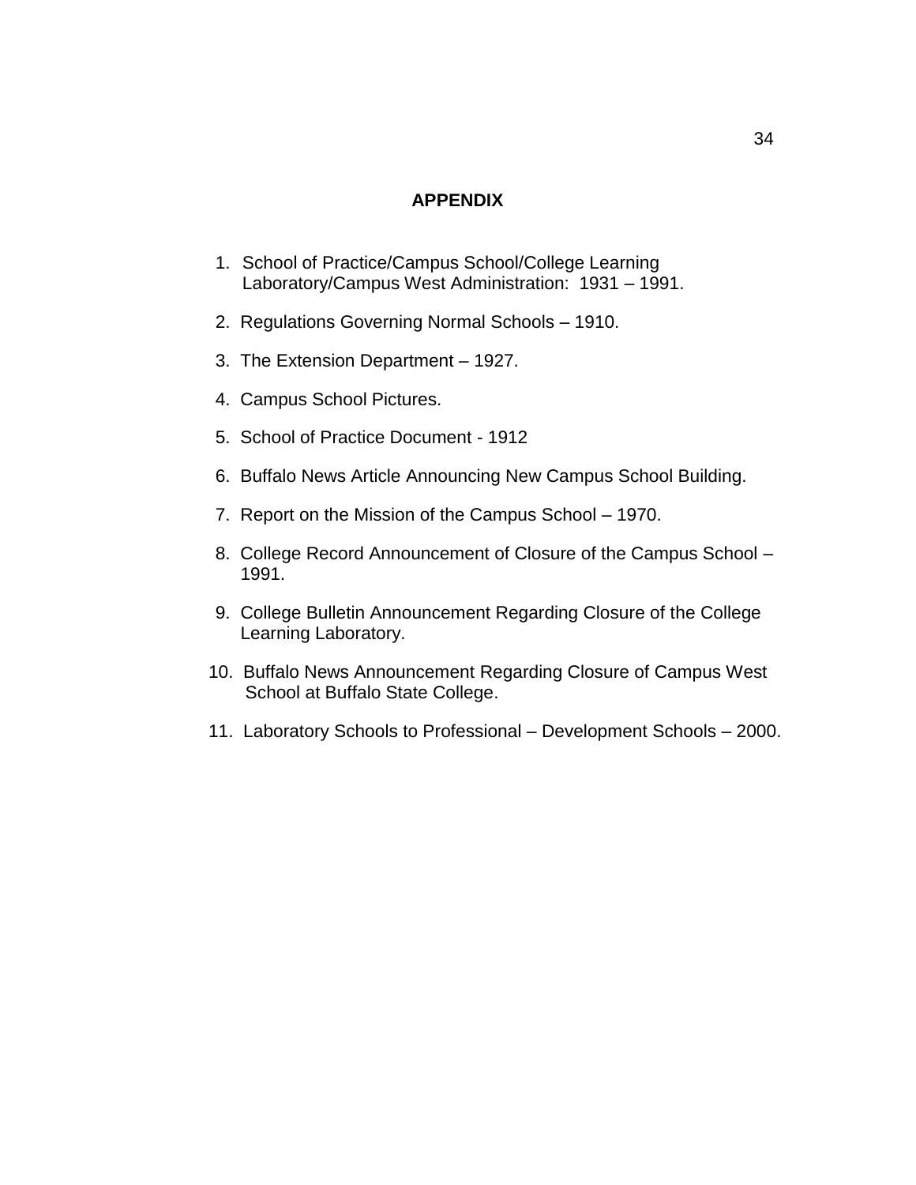# APPENDIX

1. School of Practice/Campus School/College Learning Laboratory/Campus West Administration: 1931 – 1991.
2. Regulations Governing Normal Schools – 1910.
3. The Extension Department – 1927.
4. Campus School Pictures.
5. School of Practice Document - 1912
6. Buffalo News Article Announcing New Campus School Building.
7. Report on the Mission of the Campus School – 1970.
8. College Record Announcement of Closure of the Campus School – 1991.
9. College Bulletin Announcement Regarding Closure of the College Learning Laboratory.
10. Buffalo News Announcement Regarding Closure of Campus West School at Buffalo State College.
11. Laboratory Schools to Professional – Development Schools – 2000.